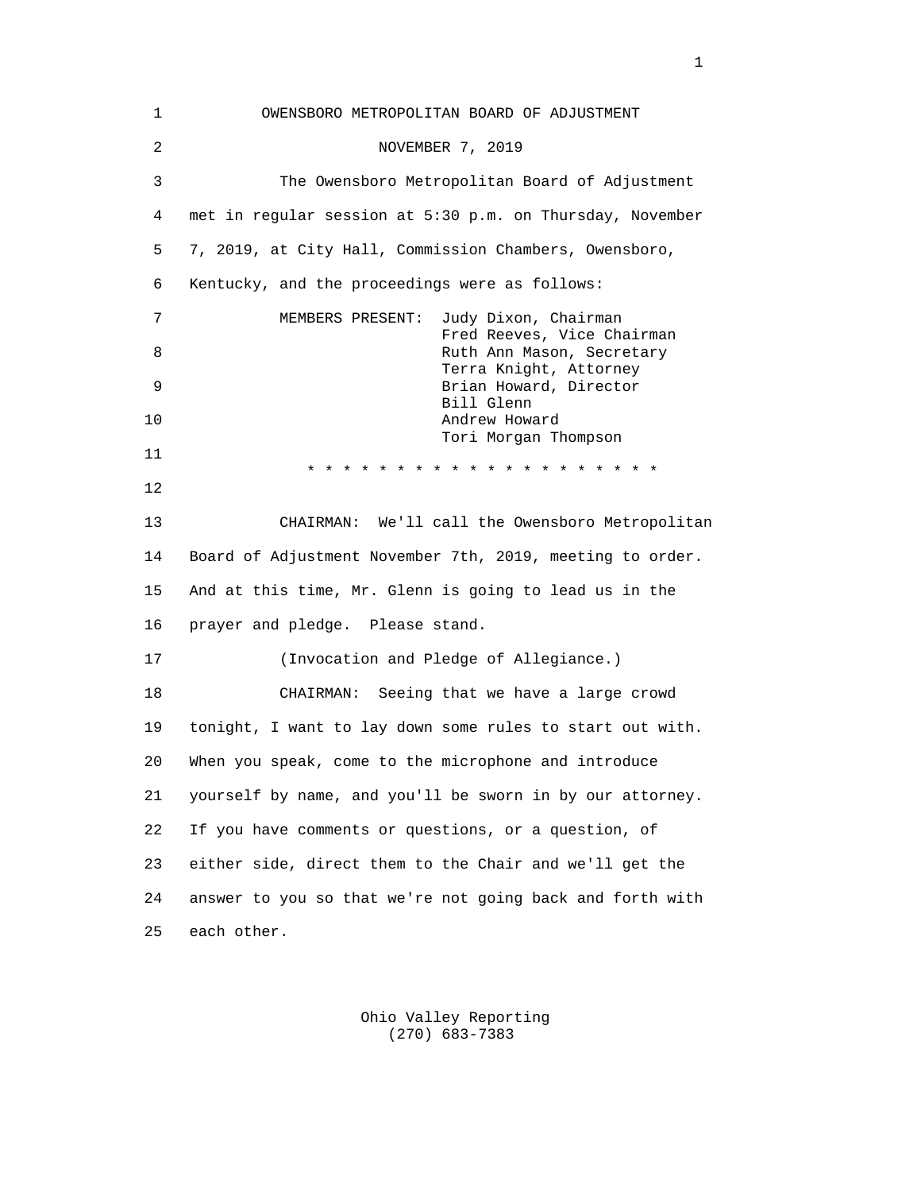# OWENSBORO METROPOLITAN BOARD OF ADJUSTMENT

NOVEMBER 7, 2019

The Owensboro Metropolitan Board of Adjustment met in regular session at 5:30 p.m. on Thursday, November 7, 2019, at City Hall, Commission Chambers, Owensboro, Kentucky, and the proceedings were as follows:

MEMBERS PRESENT:
- Judy Dixon, Chairman
- Fred Reeves, Vice Chairman
- Ruth Ann Mason, Secretary
- Terra Knight, Attorney
- Brian Howard, Director
- Bill Glenn
- Andrew Howard
- Tori Morgan Thompson

* * * * * * * * * * * * * * * * * * * * *

CHAIRMAN: We'll call the Owensboro Metropolitan Board of Adjustment November 7th, 2019, meeting to order. And at this time, Mr. Glenn is going to lead us in the prayer and pledge. Please stand.

(Invocation and Pledge of Allegiance.)

CHAIRMAN: Seeing that we have a large crowd tonight, I want to lay down some rules to start out with. When you speak, come to the microphone and introduce yourself by name, and you'll be sworn in by our attorney. If you have comments or questions, or a question, of either side, direct them to the Chair and we'll get the answer to you so that we're not going back and forth with each other.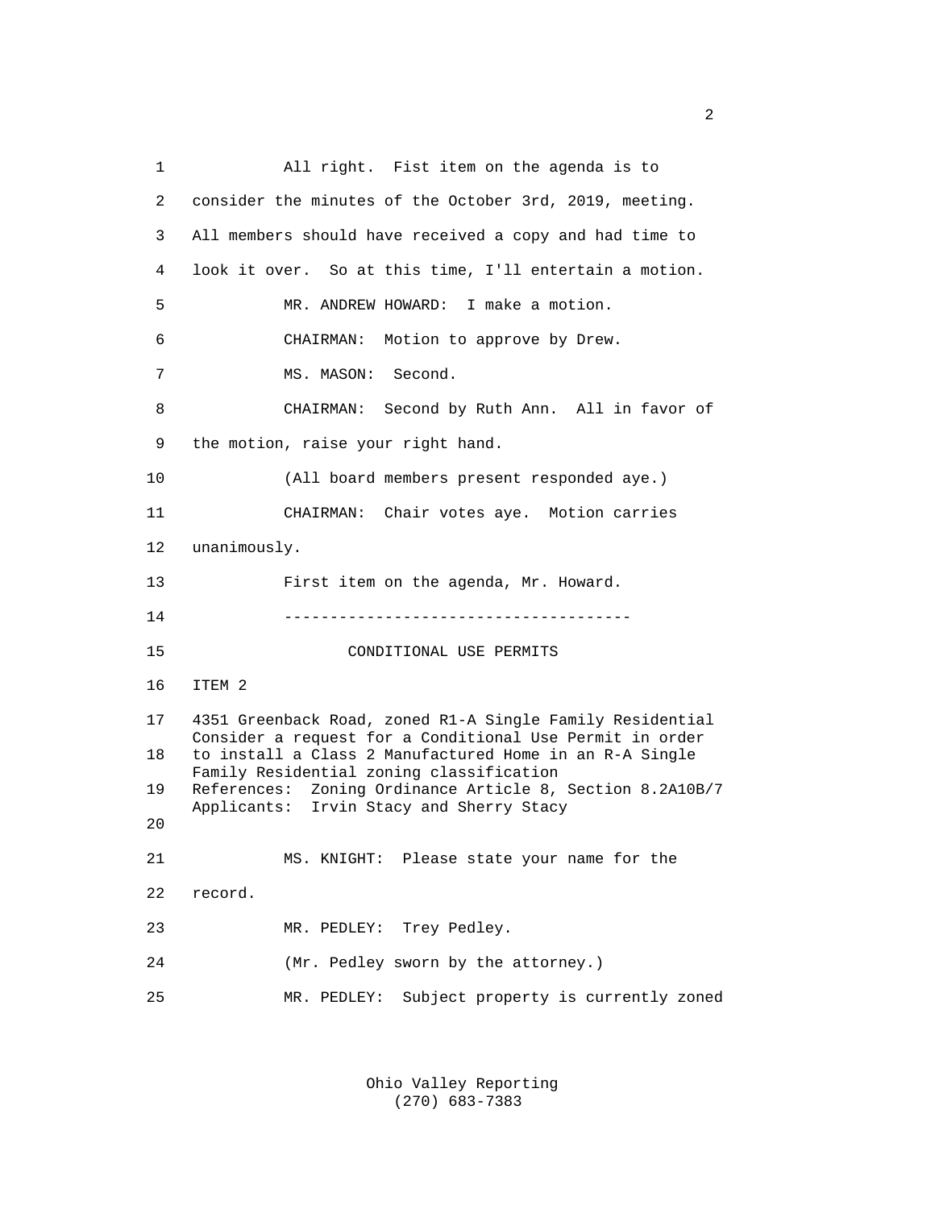All right. Fist item on the agenda is to consider the minutes of the October 3rd, 2019, meeting. All members should have received a copy and had time to look it over. So at this time, I'll entertain a motion.

MR. ANDREW HOWARD: I make a motion.

CHAIRMAN: Motion to approve by Drew.

MS. MASON: Second.

CHAIRMAN: Second by Ruth Ann. All in favor of the motion, raise your right hand.

(All board members present responded aye.)

CHAIRMAN: Chair votes aye. Motion carries unanimously.

First item on the agenda, Mr. Howard.

--------------------------------------

## CONDITIONAL USE PERMITS

ITEM 2

4351 Greenback Road, zoned R1-A Single Family Residential
Consider a request for a Conditional Use Permit in order to install a Class 2 Manufactured Home in an R-A Single Family Residential zoning classification
References: Zoning Ordinance Article 8, Section 8.2A10B/7
Applicants: Irvin Stacy and Sherry Stacy

MS. KNIGHT: Please state your name for the record.

MR. PEDLEY: Trey Pedley.

(Mr. Pedley sworn by the attorney.)

MR. PEDLEY: Subject property is currently zoned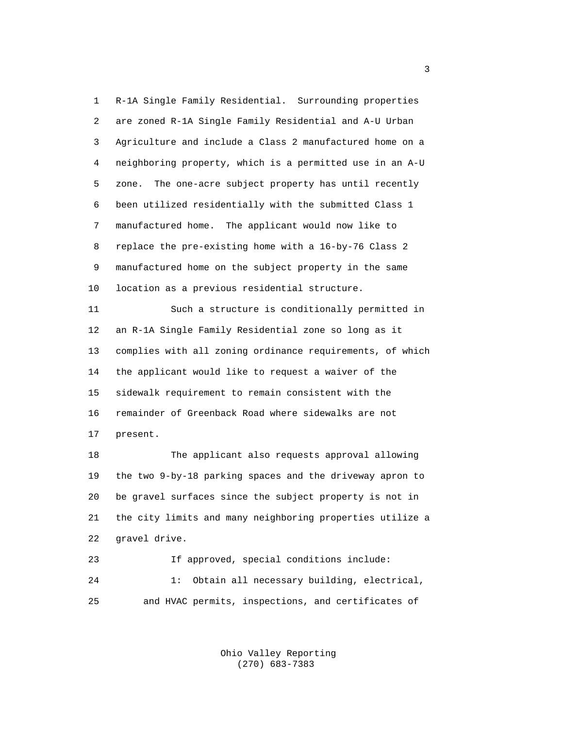R-1A Single Family Residential. Surrounding properties are zoned R-1A Single Family Residential and A-U Urban Agriculture and include a Class 2 manufactured home on a neighboring property, which is a permitted use in an A-U zone. The one-acre subject property has until recently been utilized residentially with the submitted Class 1 manufactured home. The applicant would now like to replace the pre-existing home with a 16-by-76 Class 2 manufactured home on the subject property in the same location as a previous residential structure.

Such a structure is conditionally permitted in an R-1A Single Family Residential zone so long as it complies with all zoning ordinance requirements, of which the applicant would like to request a waiver of the sidewalk requirement to remain consistent with the remainder of Greenback Road where sidewalks are not present.

The applicant also requests approval allowing the two 9-by-18 parking spaces and the driveway apron to be gravel surfaces since the subject property is not in the city limits and many neighboring properties utilize a gravel drive.

If approved, special conditions include:

1: Obtain all necessary building, electrical, and HVAC permits, inspections, and certificates of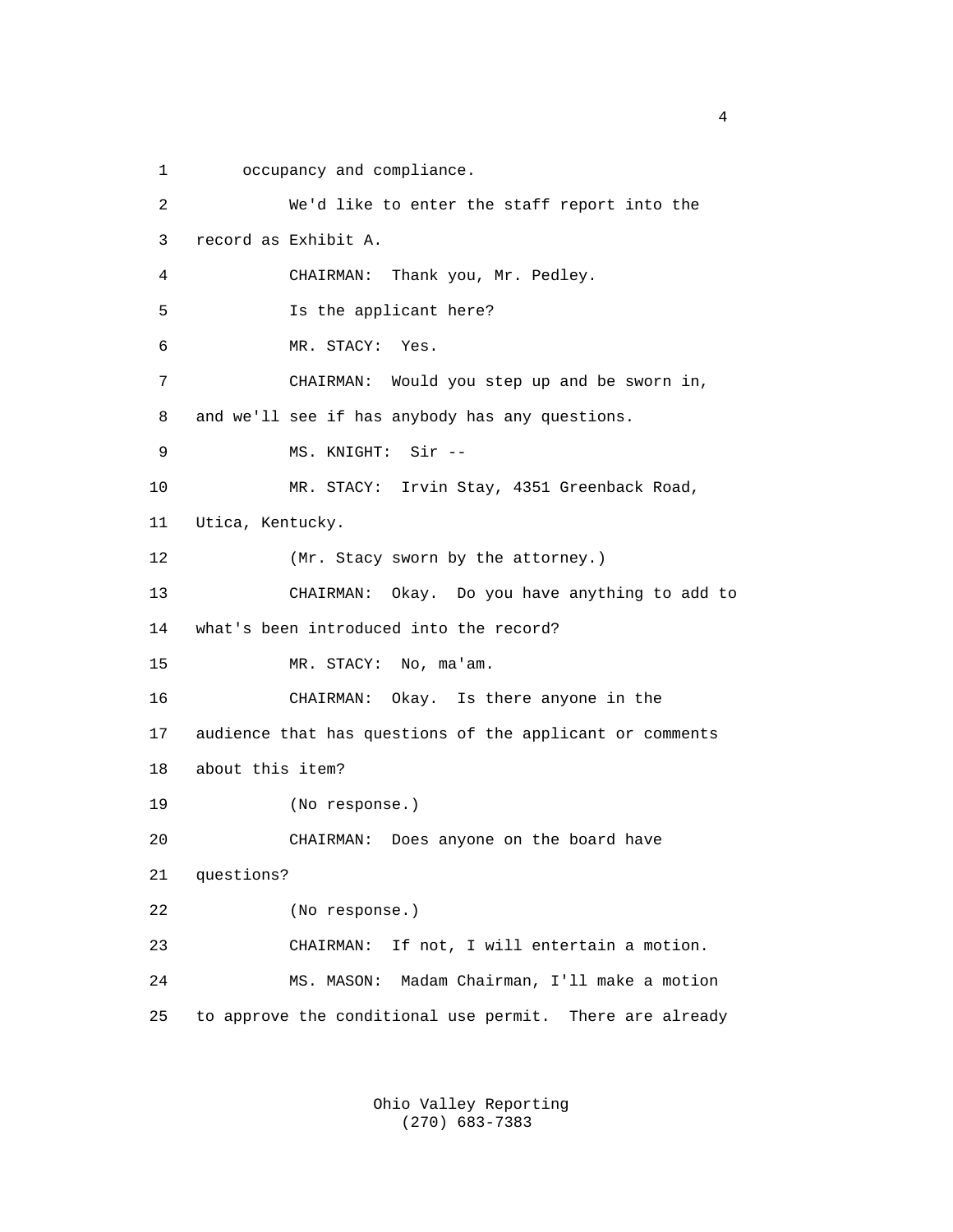1 occupancy and compliance.

2 We'd like to enter the staff report into the

3 record as Exhibit A.

4 CHAIRMAN: Thank you, Mr. Pedley.

5 Is the applicant here?

6 MR. STACY: Yes.

7 CHAIRMAN: Would you step up and be sworn in,

8 and we'll see if has anybody has any questions.

9 MS. KNIGHT: Sir --

10 MR. STACY: Irvin Stay, 4351 Greenback Road,

11 Utica, Kentucky.

12 (Mr. Stacy sworn by the attorney.)

13 CHAIRMAN: Okay. Do you have anything to add to

14 what's been introduced into the record?

15 MR. STACY: No, ma'am.

16 CHAIRMAN: Okay. Is there anyone in the

17 audience that has questions of the applicant or comments

18 about this item?

19 (No response.)

20 CHAIRMAN: Does anyone on the board have

21 questions?

22 (No response.)

23 CHAIRMAN: If not, I will entertain a motion.

24 MS. MASON: Madam Chairman, I'll make a motion

25 to approve the conditional use permit. There are already

Ohio Valley Reporting
(270) 683-7383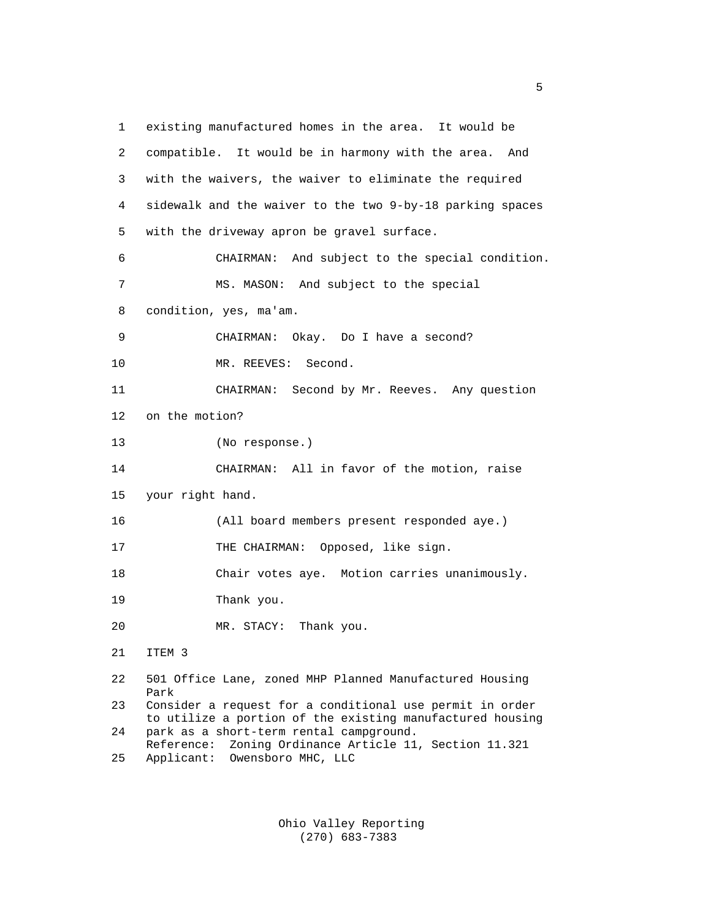existing manufactured homes in the area. It would be compatible. It would be in harmony with the area. And with the waivers, the waiver to eliminate the required sidewalk and the waiver to the two 9-by-18 parking spaces with the driveway apron be gravel surface.

CHAIRMAN: And subject to the special condition.

MS. MASON: And subject to the special condition, yes, ma'am.

CHAIRMAN: Okay. Do I have a second?

MR. REEVES: Second.

CHAIRMAN: Second by Mr. Reeves. Any question on the motion?

(No response.)

CHAIRMAN: All in favor of the motion, raise your right hand.

(All board members present responded aye.)

THE CHAIRMAN: Opposed, like sign.

Chair votes aye. Motion carries unanimously.

Thank you.

MR. STACY: Thank you.

ITEM 3

501 Office Lane, zoned MHP Planned Manufactured Housing Park
Consider a request for a conditional use permit in order to utilize a portion of the existing manufactured housing park as a short-term rental campground.
Reference: Zoning Ordinance Article 11, Section 11.321
Applicant: Owensboro MHC, LLC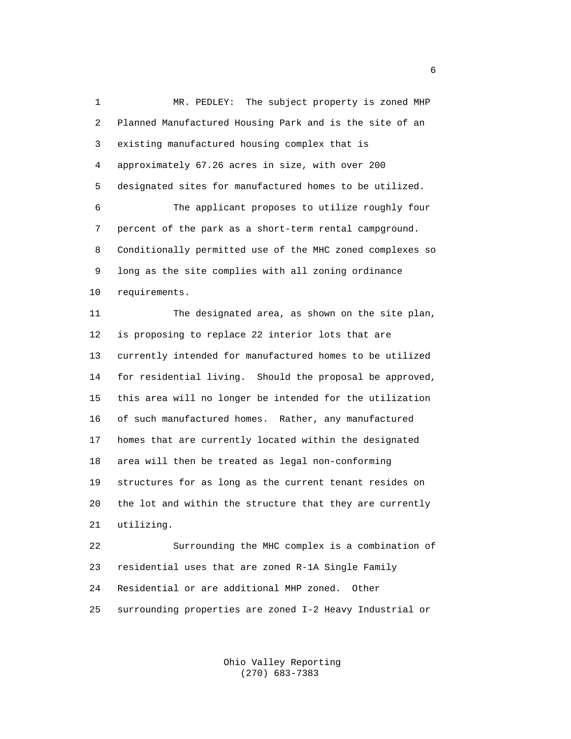MR. PEDLEY: The subject property is zoned MHP Planned Manufactured Housing Park and is the site of an existing manufactured housing complex that is approximately 67.26 acres in size, with over 200 designated sites for manufactured homes to be utilized.

The applicant proposes to utilize roughly four percent of the park as a short-term rental campground. Conditionally permitted use of the MHC zoned complexes so long as the site complies with all zoning ordinance requirements.

The designated area, as shown on the site plan, is proposing to replace 22 interior lots that are currently intended for manufactured homes to be utilized for residential living. Should the proposal be approved, this area will no longer be intended for the utilization of such manufactured homes. Rather, any manufactured homes that are currently located within the designated area will then be treated as legal non-conforming structures for as long as the current tenant resides on the lot and within the structure that they are currently utilizing.

Surrounding the MHC complex is a combination of residential uses that are zoned R-1A Single Family Residential or are additional MHP zoned. Other surrounding properties are zoned I-2 Heavy Industrial or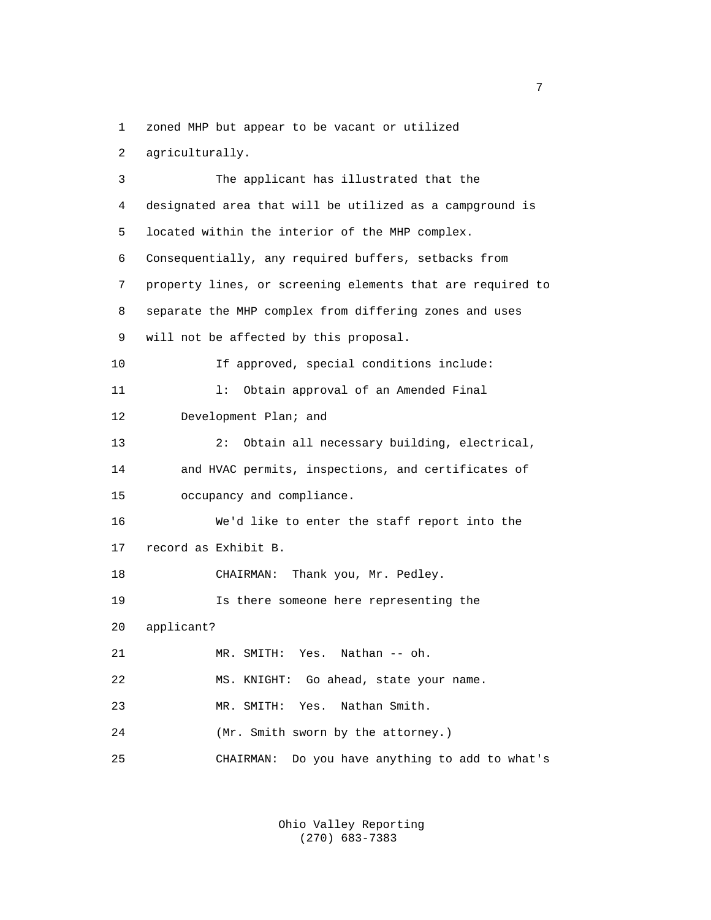zoned MHP but appear to be vacant or utilized agriculturally.

The applicant has illustrated that the designated area that will be utilized as a campground is located within the interior of the MHP complex. Consequentially, any required buffers, setbacks from property lines, or screening elements that are required to separate the MHP complex from differing zones and uses will not be affected by this proposal.

If approved, special conditions include:

l: Obtain approval of an Amended Final Development Plan; and

2: Obtain all necessary building, electrical, and HVAC permits, inspections, and certificates of occupancy and compliance.

We'd like to enter the staff report into the record as Exhibit B.

CHAIRMAN: Thank you, Mr. Pedley.

Is there someone here representing the applicant?

MR. SMITH: Yes. Nathan -- oh.

MS. KNIGHT: Go ahead, state your name.

MR. SMITH: Yes. Nathan Smith.

(Mr. Smith sworn by the attorney.)

CHAIRMAN: Do you have anything to add to what's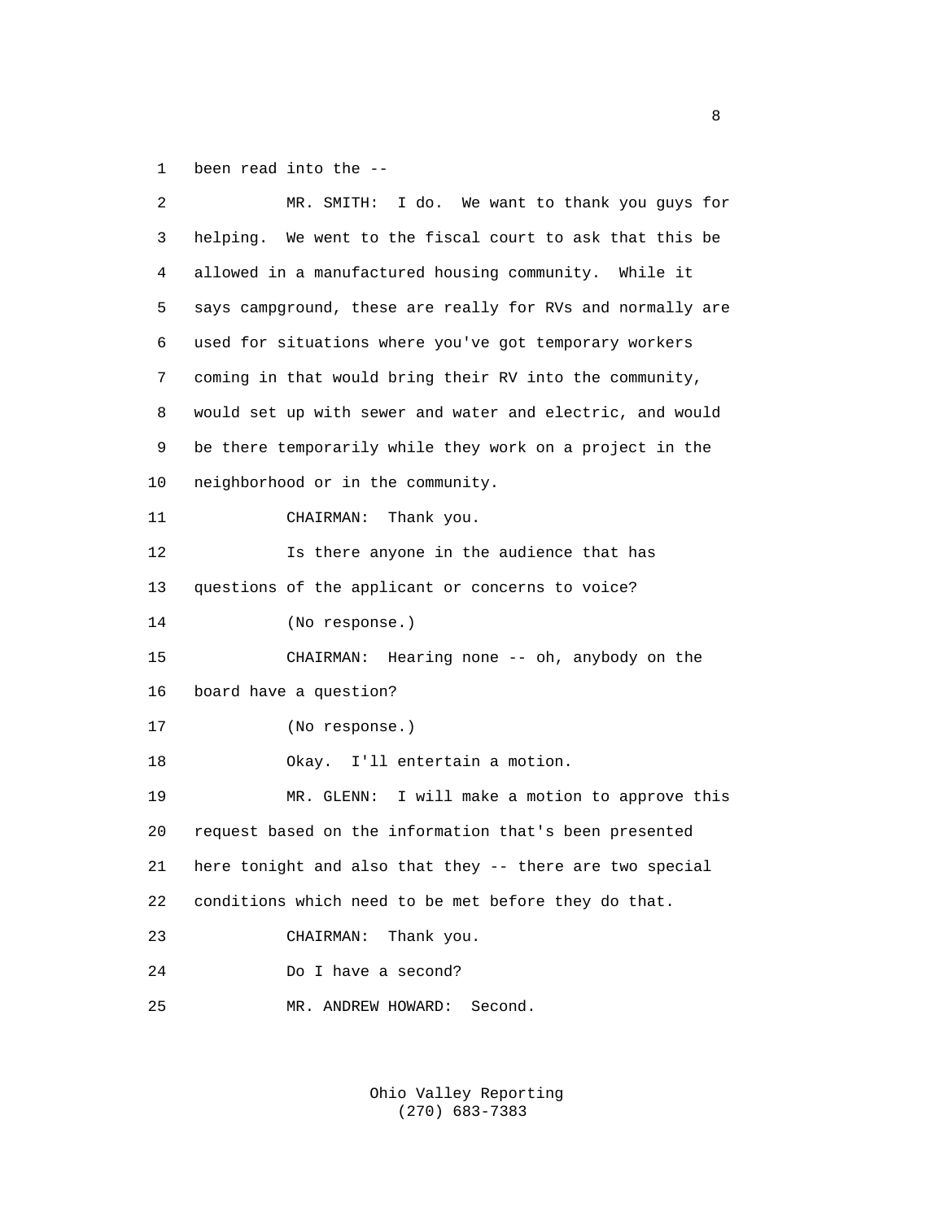been read into the --

MR. SMITH: I do. We want to thank you guys for helping. We went to the fiscal court to ask that this be allowed in a manufactured housing community. While it says campground, these are really for RVs and normally are used for situations where you've got temporary workers coming in that would bring their RV into the community, would set up with sewer and water and electric, and would be there temporarily while they work on a project in the neighborhood or in the community.

CHAIRMAN: Thank you.

Is there anyone in the audience that has questions of the applicant or concerns to voice?

(No response.)

CHAIRMAN: Hearing none -- oh, anybody on the board have a question?

(No response.)

Okay. I'll entertain a motion.

MR. GLENN: I will make a motion to approve this request based on the information that's been presented here tonight and also that they -- there are two special conditions which need to be met before they do that.

CHAIRMAN: Thank you.

Do I have a second?

MR. ANDREW HOWARD: Second.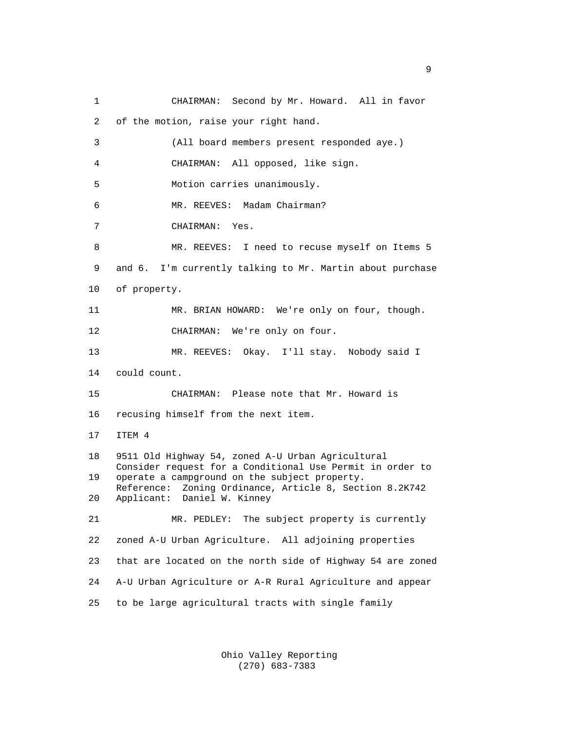CHAIRMAN: Second by Mr. Howard. All in favor of the motion, raise your right hand.

(All board members present responded aye.)

CHAIRMAN: All opposed, like sign.

Motion carries unanimously.

MR. REEVES: Madam Chairman?

CHAIRMAN: Yes.

MR. REEVES: I need to recuse myself on Items 5 and 6. I'm currently talking to Mr. Martin about purchase of property.

MR. BRIAN HOWARD: We're only on four, though.

CHAIRMAN: We're only on four.

MR. REEVES: Okay. I'll stay. Nobody said I could count.

CHAIRMAN: Please note that Mr. Howard is recusing himself from the next item.

ITEM 4

9511 Old Highway 54, zoned A-U Urban Agricultural
Consider request for a Conditional Use Permit in order to operate a campground on the subject property.
Reference: Zoning Ordinance, Article 8, Section 8.2K742
Applicant: Daniel W. Kinney

MR. PEDLEY: The subject property is currently zoned A-U Urban Agriculture. All adjoining properties that are located on the north side of Highway 54 are zoned A-U Urban Agriculture or A-R Rural Agriculture and appear to be large agricultural tracts with single family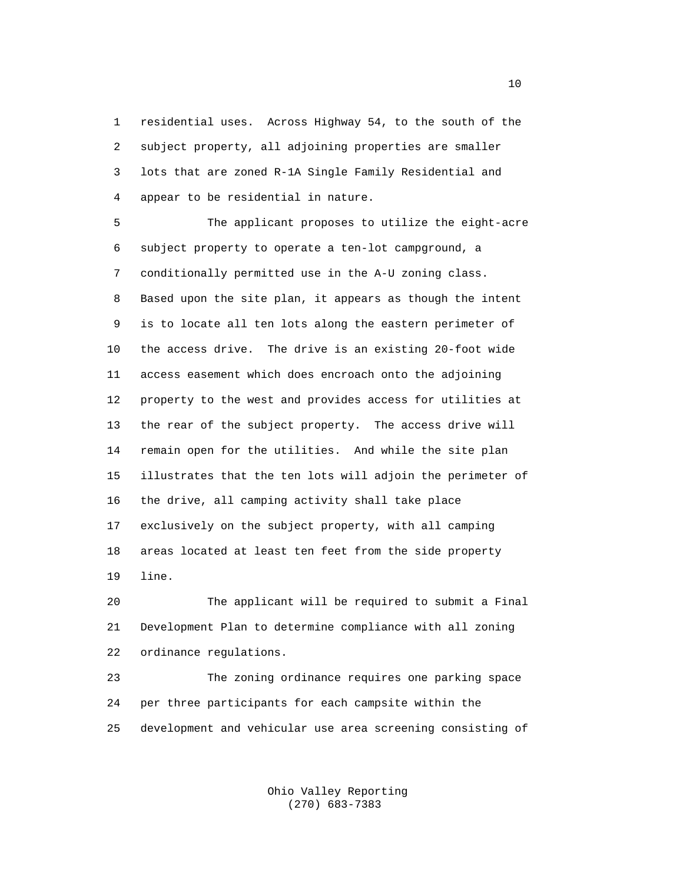residential uses. Across Highway 54, to the south of the subject property, all adjoining properties are smaller lots that are zoned R-1A Single Family Residential and appear to be residential in nature.

The applicant proposes to utilize the eight-acre subject property to operate a ten-lot campground, a conditionally permitted use in the A-U zoning class. Based upon the site plan, it appears as though the intent is to locate all ten lots along the eastern perimeter of the access drive. The drive is an existing 20-foot wide access easement which does encroach onto the adjoining property to the west and provides access for utilities at the rear of the subject property. The access drive will remain open for the utilities. And while the site plan illustrates that the ten lots will adjoin the perimeter of the drive, all camping activity shall take place exclusively on the subject property, with all camping areas located at least ten feet from the side property line.

The applicant will be required to submit a Final Development Plan to determine compliance with all zoning ordinance regulations.

The zoning ordinance requires one parking space per three participants for each campsite within the development and vehicular use area screening consisting of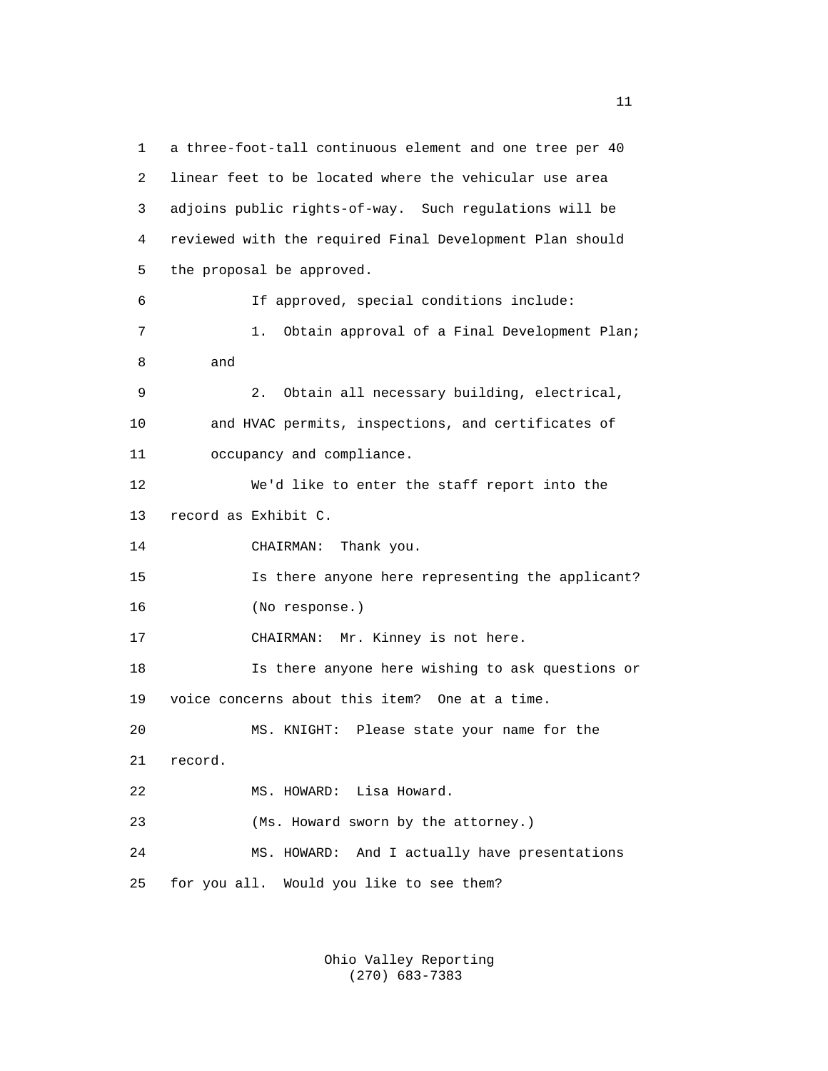1 a three-foot-tall continuous element and one tree per 40
2 linear feet to be located where the vehicular use area
3 adjoins public rights-of-way. Such regulations will be
4 reviewed with the required Final Development Plan should
5 the proposal be approved.

6 If approved, special conditions include:

7 1. Obtain approval of a Final Development Plan;
8 and

9 2. Obtain all necessary building, electrical,
10 and HVAC permits, inspections, and certificates of
11 occupancy and compliance.

12 We'd like to enter the staff report into the
13 record as Exhibit C.

14 CHAIRMAN: Thank you.

15 Is there anyone here representing the applicant?

16 (No response.)

17 CHAIRMAN: Mr. Kinney is not here.

18 Is there anyone here wishing to ask questions or
19 voice concerns about this item? One at a time.

20 MS. KNIGHT: Please state your name for the
21 record.

22 MS. HOWARD: Lisa Howard.

23 (Ms. Howard sworn by the attorney.)

24 MS. HOWARD: And I actually have presentations
25 for you all. Would you like to see them?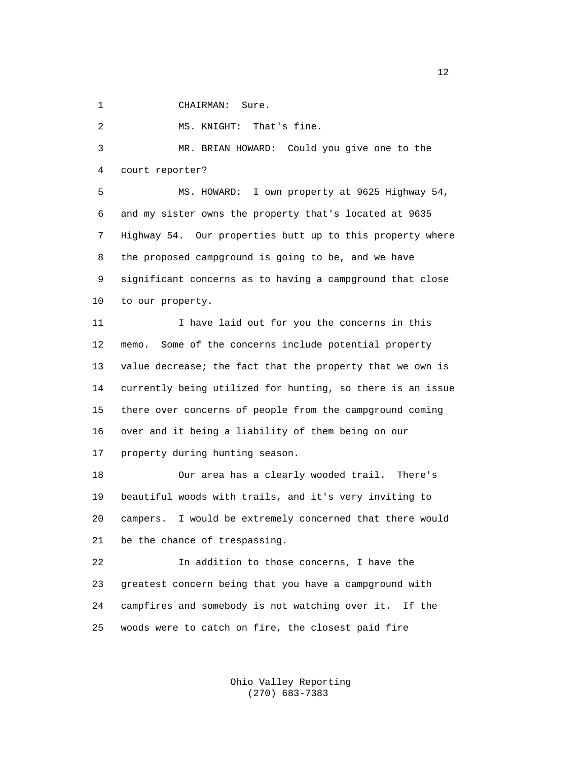CHAIRMAN: Sure.

MS. KNIGHT: That's fine.

MR. BRIAN HOWARD: Could you give one to the court reporter?

MS. HOWARD: I own property at 9625 Highway 54, and my sister owns the property that's located at 9635 Highway 54. Our properties butt up to this property where the proposed campground is going to be, and we have significant concerns as to having a campground that close to our property.

I have laid out for you the concerns in this memo. Some of the concerns include potential property value decrease; the fact that the property that we own is currently being utilized for hunting, so there is an issue there over concerns of people from the campground coming over and it being a liability of them being on our property during hunting season.

Our area has a clearly wooded trail. There's beautiful woods with trails, and it's very inviting to campers. I would be extremely concerned that there would be the chance of trespassing.

In addition to those concerns, I have the greatest concern being that you have a campground with campfires and somebody is not watching over it. If the woods were to catch on fire, the closest paid fire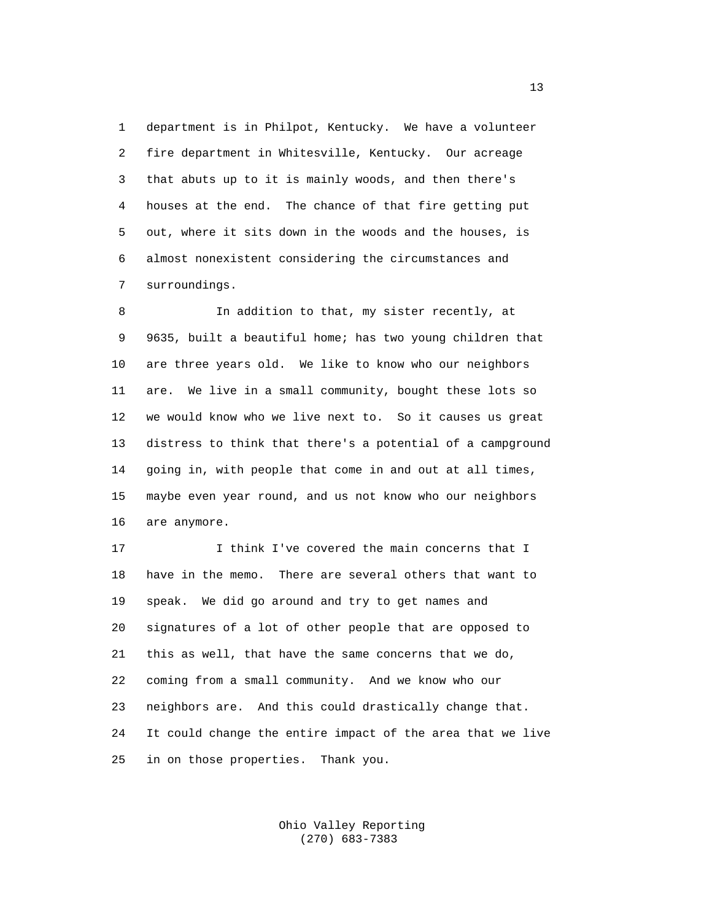department is in Philpot, Kentucky. We have a volunteer fire department in Whitesville, Kentucky. Our acreage that abuts up to it is mainly woods, and then there's houses at the end. The chance of that fire getting put out, where it sits down in the woods and the houses, is almost nonexistent considering the circumstances and surroundings.

In addition to that, my sister recently, at 9635, built a beautiful home; has two young children that are three years old. We like to know who our neighbors are. We live in a small community, bought these lots so we would know who we live next to. So it causes us great distress to think that there's a potential of a campground going in, with people that come in and out at all times, maybe even year round, and us not know who our neighbors are anymore.

I think I've covered the main concerns that I have in the memo. There are several others that want to speak. We did go around and try to get names and signatures of a lot of other people that are opposed to this as well, that have the same concerns that we do, coming from a small community. And we know who our neighbors are. And this could drastically change that. It could change the entire impact of the area that we live in on those properties. Thank you.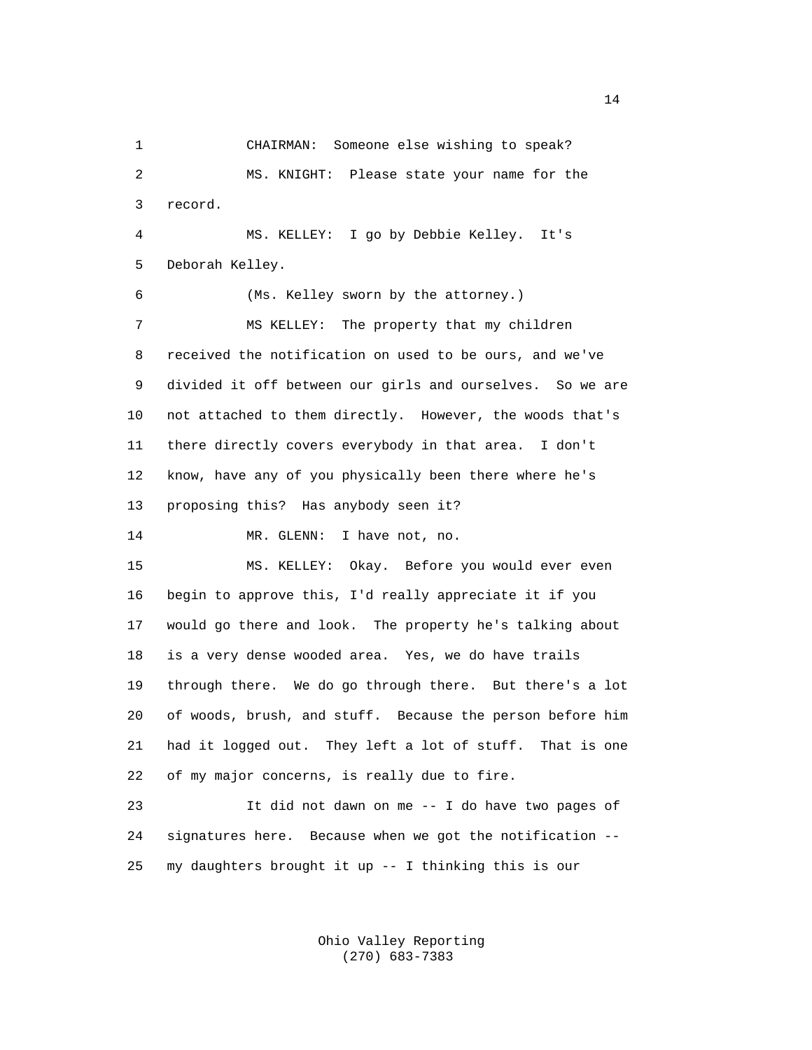CHAIRMAN: Someone else wishing to speak?

MS. KNIGHT: Please state your name for the record.

MS. KELLEY: I go by Debbie Kelley. It's Deborah Kelley.

(Ms. Kelley sworn by the attorney.)

MS KELLEY: The property that my children received the notification on used to be ours, and we've divided it off between our girls and ourselves. So we are not attached to them directly. However, the woods that's there directly covers everybody in that area. I don't know, have any of you physically been there where he's proposing this? Has anybody seen it?

MR. GLENN: I have not, no.

MS. KELLEY: Okay. Before you would ever even begin to approve this, I'd really appreciate it if you would go there and look. The property he's talking about is a very dense wooded area. Yes, we do have trails through there. We do go through there. But there's a lot of woods, brush, and stuff. Because the person before him had it logged out. They left a lot of stuff. That is one of my major concerns, is really due to fire.

It did not dawn on me -- I do have two pages of signatures here. Because when we got the notification -- my daughters brought it up -- I thinking this is our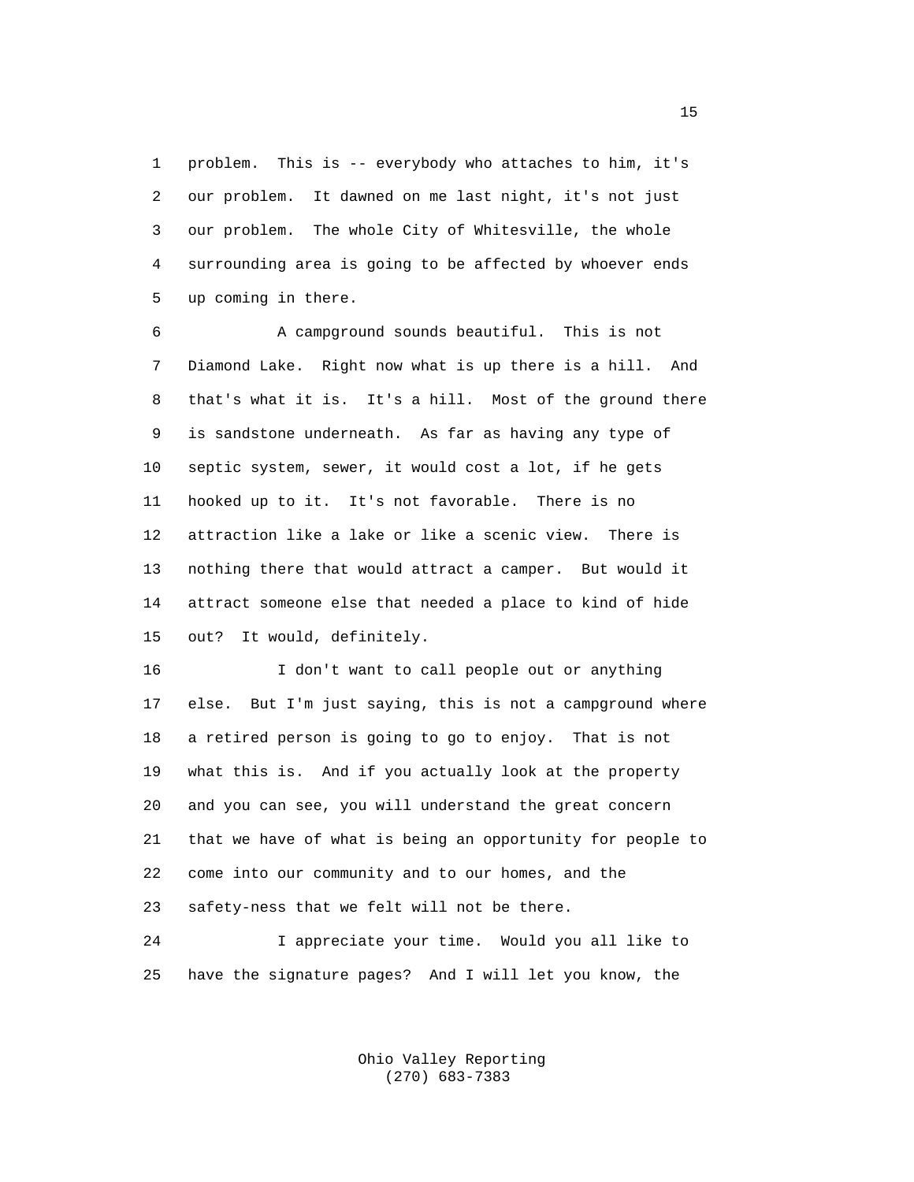problem. This is -- everybody who attaches to him, it's our problem. It dawned on me last night, it's not just our problem. The whole City of Whitesville, the whole surrounding area is going to be affected by whoever ends up coming in there.

A campground sounds beautiful. This is not Diamond Lake. Right now what is up there is a hill. And that's what it is. It's a hill. Most of the ground there is sandstone underneath. As far as having any type of septic system, sewer, it would cost a lot, if he gets hooked up to it. It's not favorable. There is no attraction like a lake or like a scenic view. There is nothing there that would attract a camper. But would it attract someone else that needed a place to kind of hide out? It would, definitely.

I don't want to call people out or anything else. But I'm just saying, this is not a campground where a retired person is going to go to enjoy. That is not what this is. And if you actually look at the property and you can see, you will understand the great concern that we have of what is being an opportunity for people to come into our community and to our homes, and the safety-ness that we felt will not be there.

I appreciate your time. Would you all like to have the signature pages? And I will let you know, the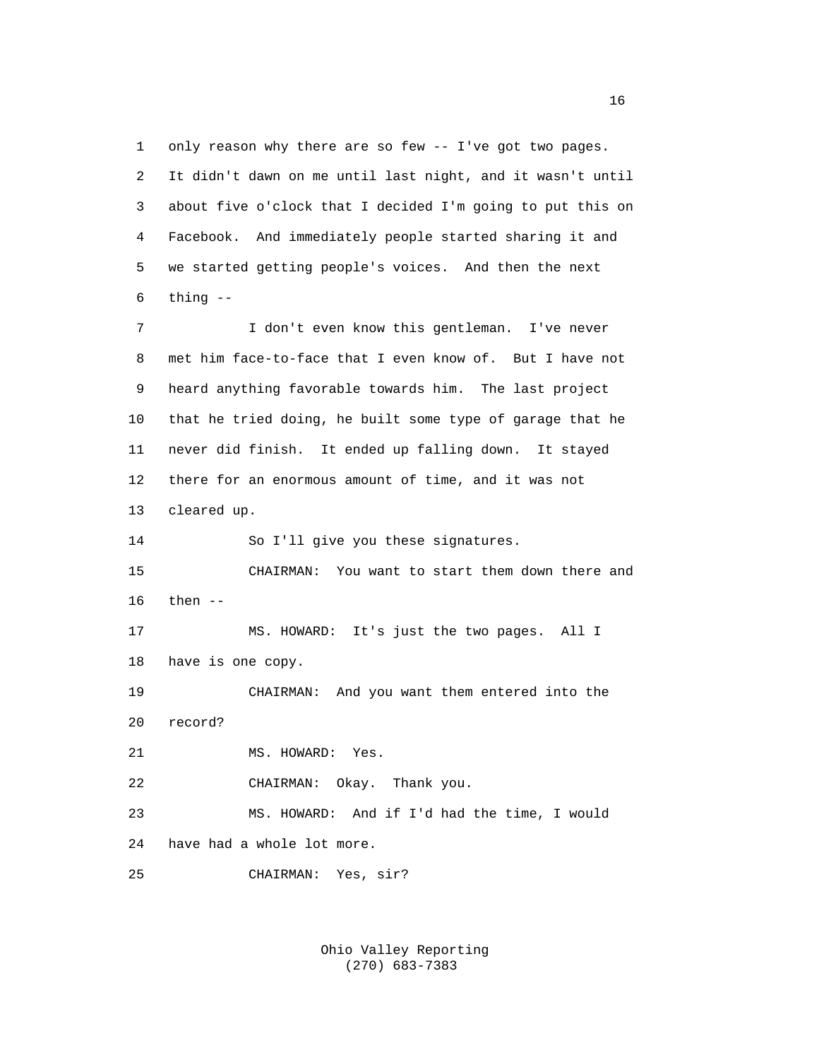only reason why there are so few -- I've got two pages. It didn't dawn on me until last night, and it wasn't until about five o'clock that I decided I'm going to put this on Facebook. And immediately people started sharing it and we started getting people's voices. And then the next thing --

I don't even know this gentleman. I've never met him face-to-face that I even know of. But I have not heard anything favorable towards him. The last project that he tried doing, he built some type of garage that he never did finish. It ended up falling down. It stayed there for an enormous amount of time, and it was not cleared up.

So I'll give you these signatures.

CHAIRMAN: You want to start them down there and then --

MS. HOWARD: It's just the two pages. All I have is one copy.

CHAIRMAN: And you want them entered into the record?

MS. HOWARD: Yes.

CHAIRMAN: Okay. Thank you.

MS. HOWARD: And if I'd had the time, I would have had a whole lot more.

CHAIRMAN: Yes, sir?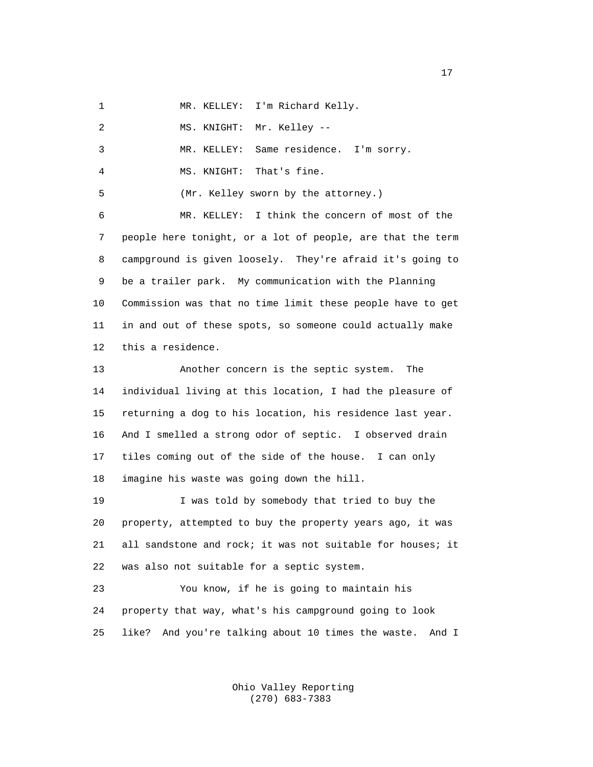1 MR. KELLEY: I'm Richard Kelly.

2 MS. KNIGHT: Mr. Kelley --

3 MR. KELLEY: Same residence. I'm sorry.

4 MS. KNIGHT: That's fine.

5 (Mr. Kelley sworn by the attorney.)

6 MR. KELLEY: I think the concern of most of the
7 people here tonight, or a lot of people, are that the term
8 campground is given loosely. They're afraid it's going to
9 be a trailer park. My communication with the Planning
10 Commission was that no time limit these people have to get
11 in and out of these spots, so someone could actually make
12 this a residence.

13 Another concern is the septic system. The
14 individual living at this location, I had the pleasure of
15 returning a dog to his location, his residence last year.
16 And I smelled a strong odor of septic. I observed drain
17 tiles coming out of the side of the house. I can only
18 imagine his waste was going down the hill.

19 I was told by somebody that tried to buy the
20 property, attempted to buy the property years ago, it was
21 all sandstone and rock; it was not suitable for houses; it
22 was also not suitable for a septic system.

23 You know, if he is going to maintain his
24 property that way, what's his campground going to look
25 like? And you're talking about 10 times the waste. And I

Ohio Valley Reporting
(270) 683-7383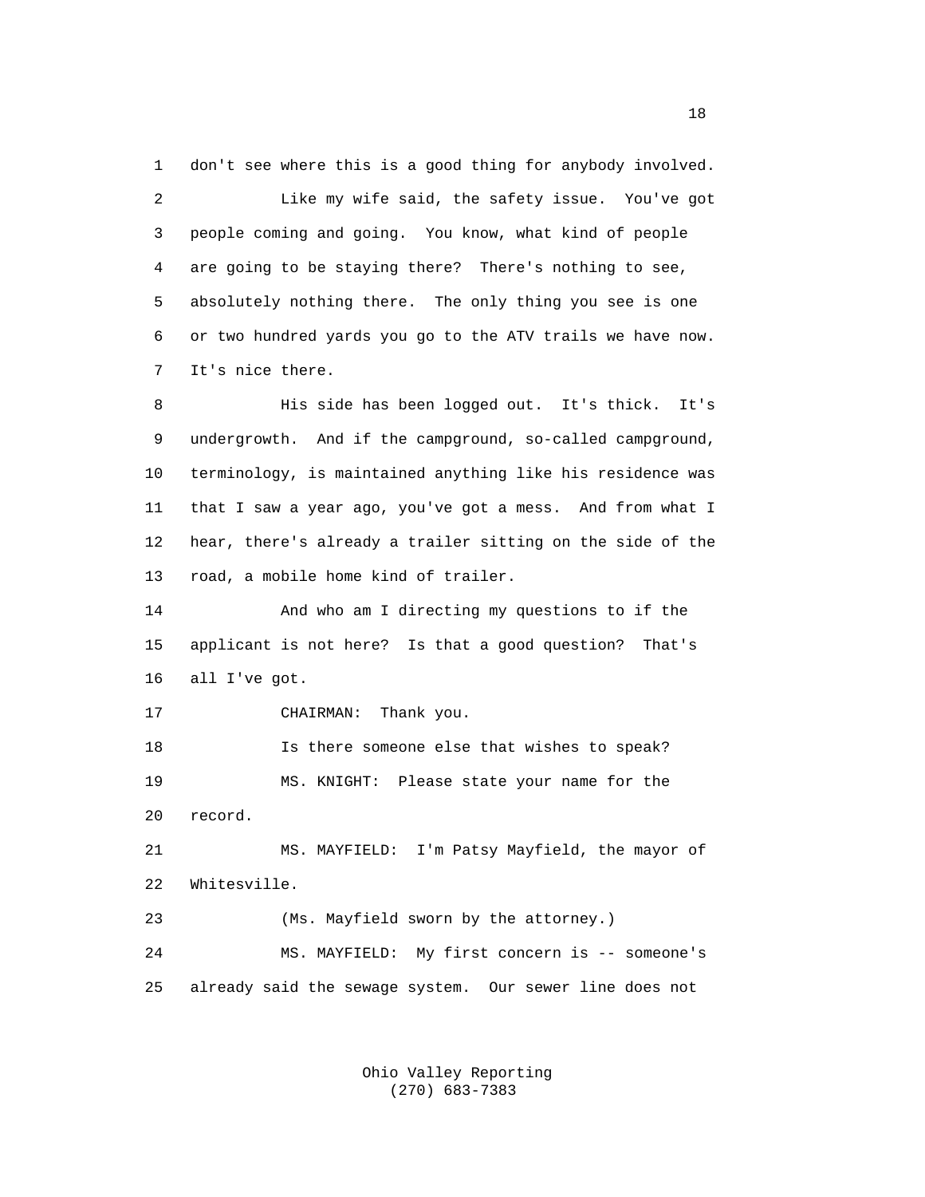don't see where this is a good thing for anybody involved.

Like my wife said, the safety issue. You've got people coming and going. You know, what kind of people are going to be staying there? There's nothing to see, absolutely nothing there. The only thing you see is one or two hundred yards you go to the ATV trails we have now. It's nice there.

His side has been logged out. It's thick. It's undergrowth. And if the campground, so-called campground, terminology, is maintained anything like his residence was that I saw a year ago, you've got a mess. And from what I hear, there's already a trailer sitting on the side of the road, a mobile home kind of trailer.

And who am I directing my questions to if the applicant is not here? Is that a good question? That's all I've got.

CHAIRMAN: Thank you.

Is there someone else that wishes to speak?

MS. KNIGHT: Please state your name for the record.

MS. MAYFIELD: I'm Patsy Mayfield, the mayor of Whitesville.

(Ms. Mayfield sworn by the attorney.)

MS. MAYFIELD: My first concern is -- someone's already said the sewage system. Our sewer line does not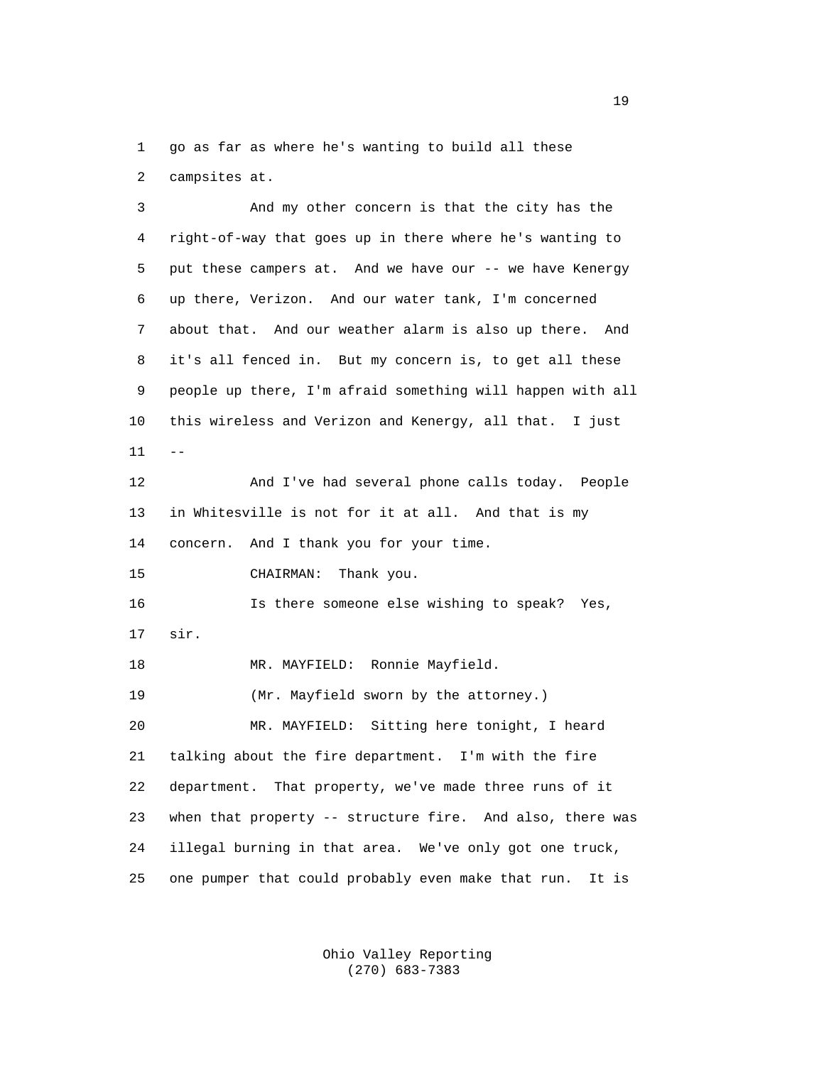1 go as far as where he's wanting to build all these
2 campsites at.
3 And my other concern is that the city has the
4 right-of-way that goes up in there where he's wanting to
5 put these campers at. And we have our -- we have Kenergy
6 up there, Verizon. And our water tank, I'm concerned
7 about that. And our weather alarm is also up there. And
8 it's all fenced in. But my concern is, to get all these
9 people up there, I'm afraid something will happen with all
10 this wireless and Verizon and Kenergy, all that. I just
11 --
12 And I've had several phone calls today. People
13 in Whitesville is not for it at all. And that is my
14 concern. And I thank you for your time.
15 CHAIRMAN: Thank you.
16 Is there someone else wishing to speak? Yes,
17 sir.
18 MR. MAYFIELD: Ronnie Mayfield.
19 (Mr. Mayfield sworn by the attorney.)
20 MR. MAYFIELD: Sitting here tonight, I heard
21 talking about the fire department. I'm with the fire
22 department. That property, we've made three runs of it
23 when that property -- structure fire. And also, there was
24 illegal burning in that area. We've only got one truck,
25 one pumper that could probably even make that run. It is

Ohio Valley Reporting
(270) 683-7383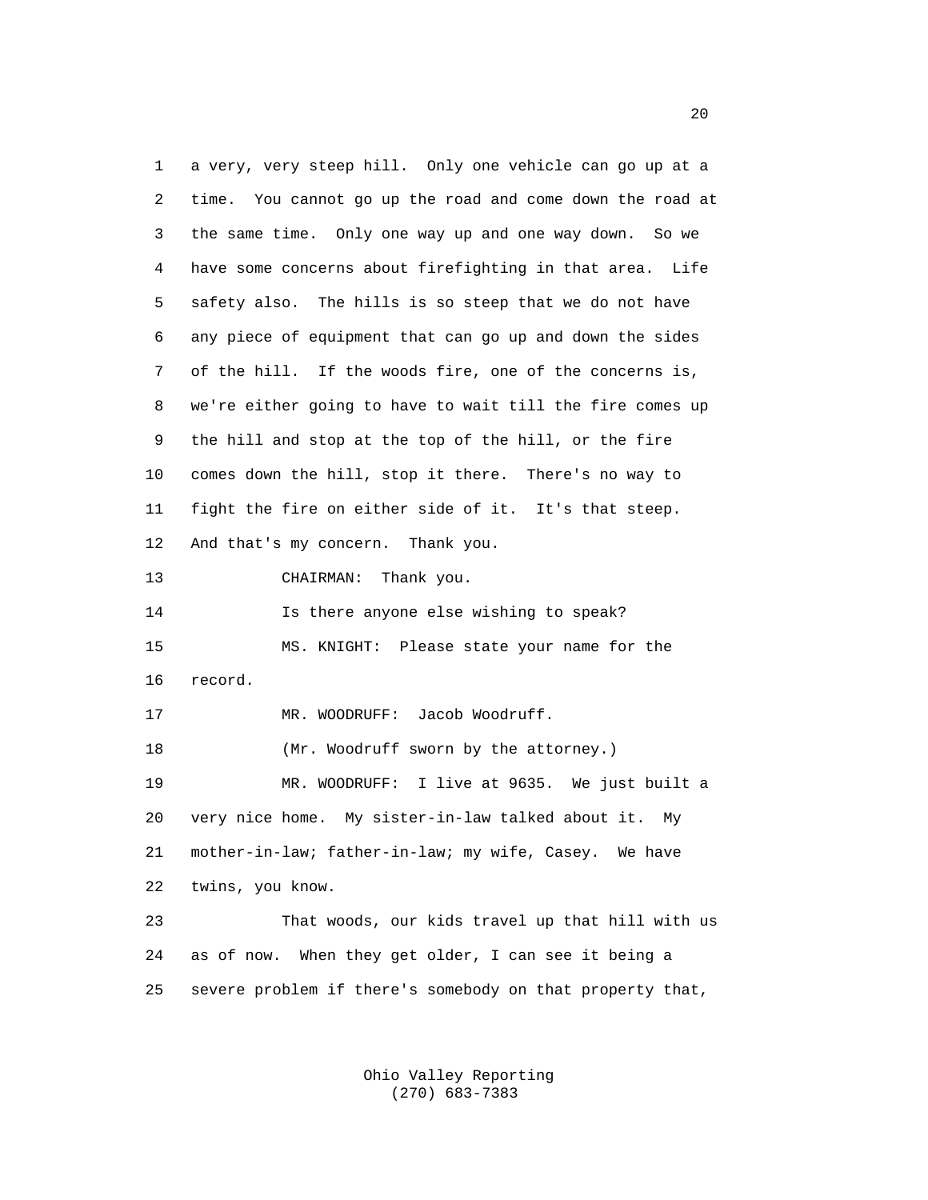a very, very steep hill. Only one vehicle can go up at a time. You cannot go up the road and come down the road at the same time. Only one way up and one way down. So we have some concerns about firefighting in that area. Life safety also. The hills is so steep that we do not have any piece of equipment that can go up and down the sides of the hill. If the woods fire, one of the concerns is, we're either going to have to wait till the fire comes up the hill and stop at the top of the hill, or the fire comes down the hill, stop it there. There's no way to fight the fire on either side of it. It's that steep. And that's my concern. Thank you.

CHAIRMAN: Thank you.

Is there anyone else wishing to speak?

MS. KNIGHT: Please state your name for the record.

MR. WOODRUFF: Jacob Woodruff.

(Mr. Woodruff sworn by the attorney.)

MR. WOODRUFF: I live at 9635. We just built a very nice home. My sister-in-law talked about it. My mother-in-law; father-in-law; my wife, Casey. We have twins, you know.

That woods, our kids travel up that hill with us as of now. When they get older, I can see it being a severe problem if there's somebody on that property that,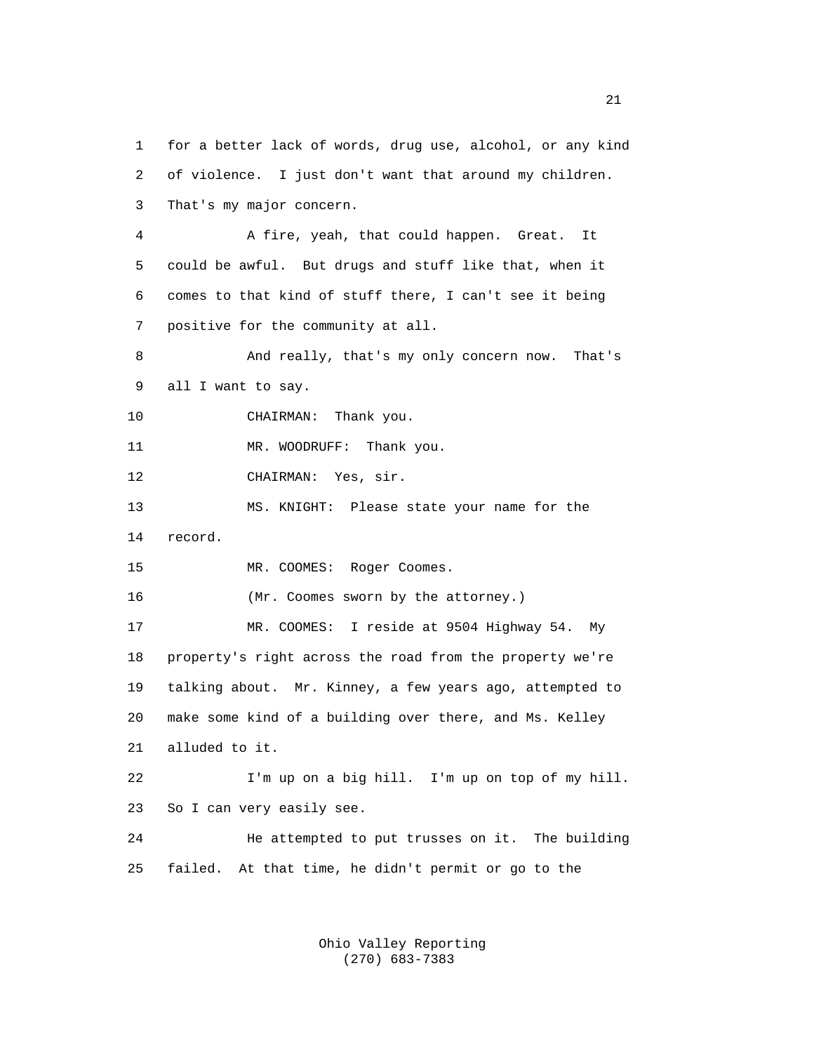for a better lack of words, drug use, alcohol, or any kind of violence. I just don't want that around my children. That's my major concern.

A fire, yeah, that could happen. Great. It could be awful. But drugs and stuff like that, when it comes to that kind of stuff there, I can't see it being positive for the community at all.

And really, that's my only concern now. That's all I want to say.

CHAIRMAN: Thank you.

MR. WOODRUFF: Thank you.

CHAIRMAN: Yes, sir.

MS. KNIGHT: Please state your name for the record.

MR. COOMES: Roger Coomes.

(Mr. Coomes sworn by the attorney.)

MR. COOMES: I reside at 9504 Highway 54. My property's right across the road from the property we're talking about. Mr. Kinney, a few years ago, attempted to make some kind of a building over there, and Ms. Kelley alluded to it.

I'm up on a big hill. I'm up on top of my hill. So I can very easily see.

He attempted to put trusses on it. The building failed. At that time, he didn't permit or go to the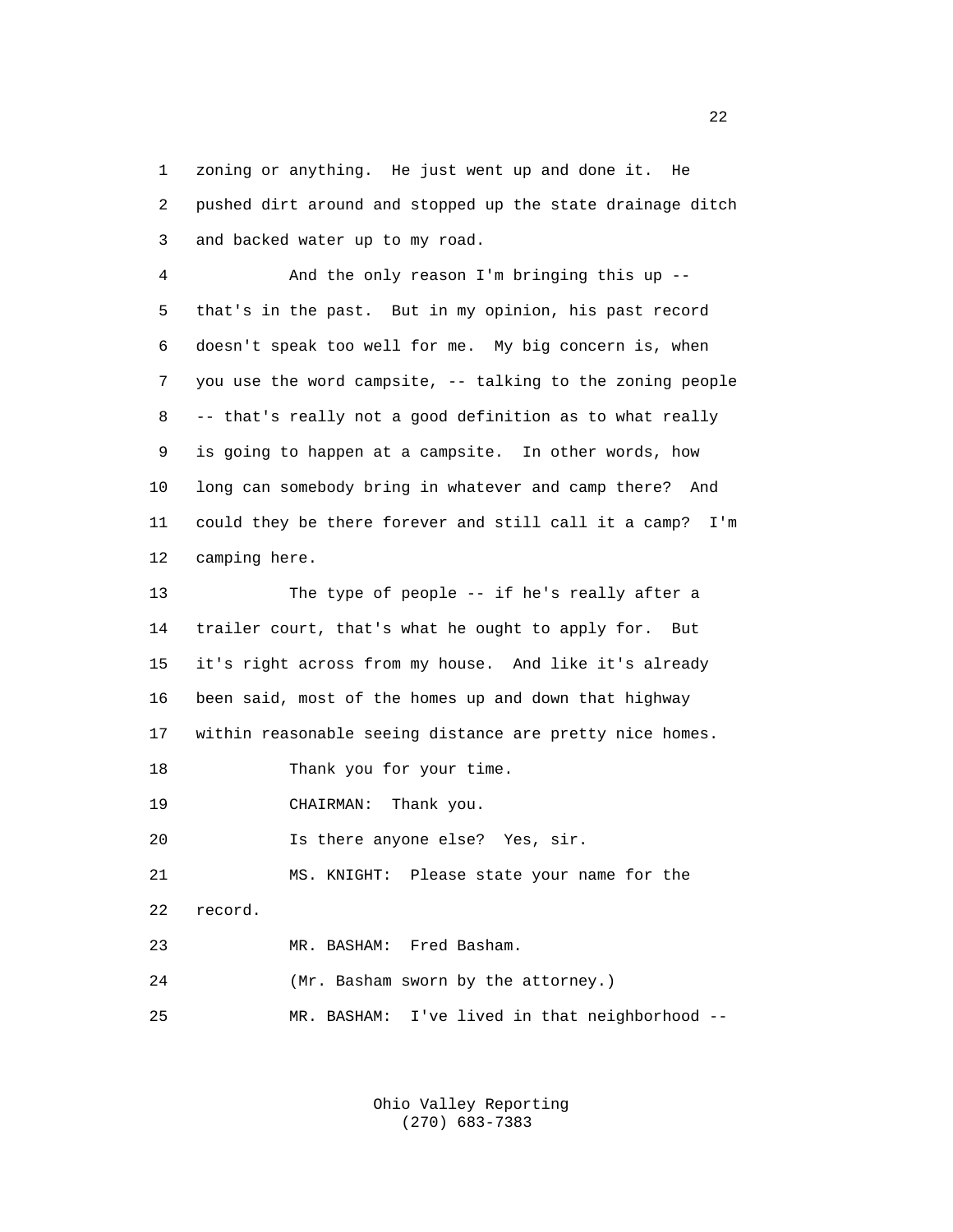zoning or anything. He just went up and done it. He pushed dirt around and stopped up the state drainage ditch and backed water up to my road.

And the only reason I'm bringing this up -- that's in the past. But in my opinion, his past record doesn't speak too well for me. My big concern is, when you use the word campsite, -- talking to the zoning people -- that's really not a good definition as to what really is going to happen at a campsite. In other words, how long can somebody bring in whatever and camp there? And could they be there forever and still call it a camp? I'm camping here.

The type of people -- if he's really after a trailer court, that's what he ought to apply for. But it's right across from my house. And like it's already been said, most of the homes up and down that highway within reasonable seeing distance are pretty nice homes.

Thank you for your time.

CHAIRMAN: Thank you.

Is there anyone else? Yes, sir.

MS. KNIGHT: Please state your name for the record.

MR. BASHAM: Fred Basham.

(Mr. Basham sworn by the attorney.)

MR. BASHAM: I've lived in that neighborhood --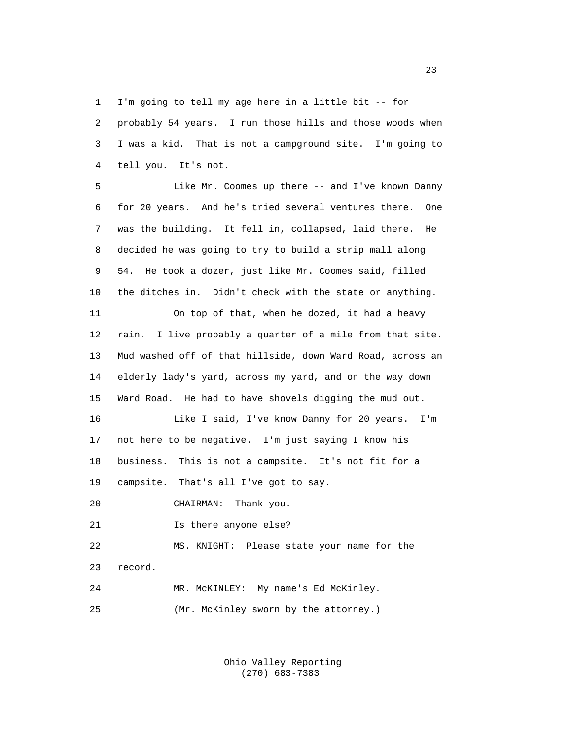I'm going to tell my age here in a little bit -- for probably 54 years. I run those hills and those woods when I was a kid. That is not a campground site. I'm going to tell you. It's not.

Like Mr. Coomes up there -- and I've known Danny for 20 years. And he's tried several ventures there. One was the building. It fell in, collapsed, laid there. He decided he was going to try to build a strip mall along 54. He took a dozer, just like Mr. Coomes said, filled the ditches in. Didn't check with the state or anything.

On top of that, when he dozed, it had a heavy rain. I live probably a quarter of a mile from that site. Mud washed off of that hillside, down Ward Road, across an elderly lady's yard, across my yard, and on the way down Ward Road. He had to have shovels digging the mud out.

Like I said, I've know Danny for 20 years. I'm not here to be negative. I'm just saying I know his business. This is not a campsite. It's not fit for a campsite. That's all I've got to say.

CHAIRMAN: Thank you.

Is there anyone else?

MS. KNIGHT: Please state your name for the record.

MR. McKINLEY: My name's Ed McKinley.

(Mr. McKinley sworn by the attorney.)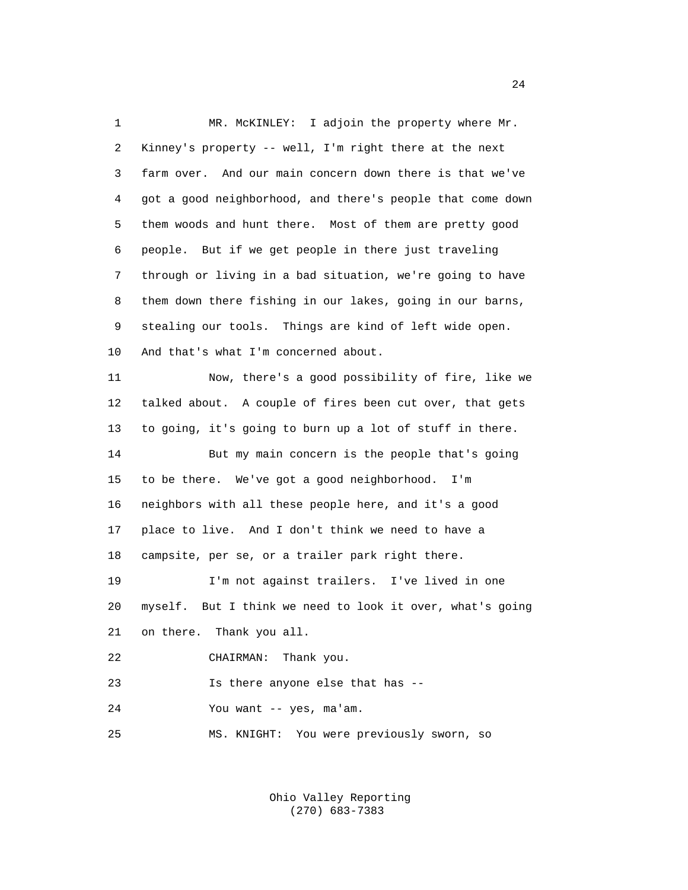MR. McKINLEY: I adjoin the property where Mr. Kinney's property -- well, I'm right there at the next farm over. And our main concern down there is that we've got a good neighborhood, and there's people that come down them woods and hunt there. Most of them are pretty good people. But if we get people in there just traveling through or living in a bad situation, we're going to have them down there fishing in our lakes, going in our barns, stealing our tools. Things are kind of left wide open. And that's what I'm concerned about.

Now, there's a good possibility of fire, like we talked about. A couple of fires been cut over, that gets to going, it's going to burn up a lot of stuff in there.

But my main concern is the people that's going to be there. We've got a good neighborhood. I'm neighbors with all these people here, and it's a good place to live. And I don't think we need to have a campsite, per se, or a trailer park right there.

I'm not against trailers. I've lived in one myself. But I think we need to look it over, what's going on there. Thank you all.

CHAIRMAN: Thank you.

Is there anyone else that has --

You want -- yes, ma'am.

MS. KNIGHT: You were previously sworn, so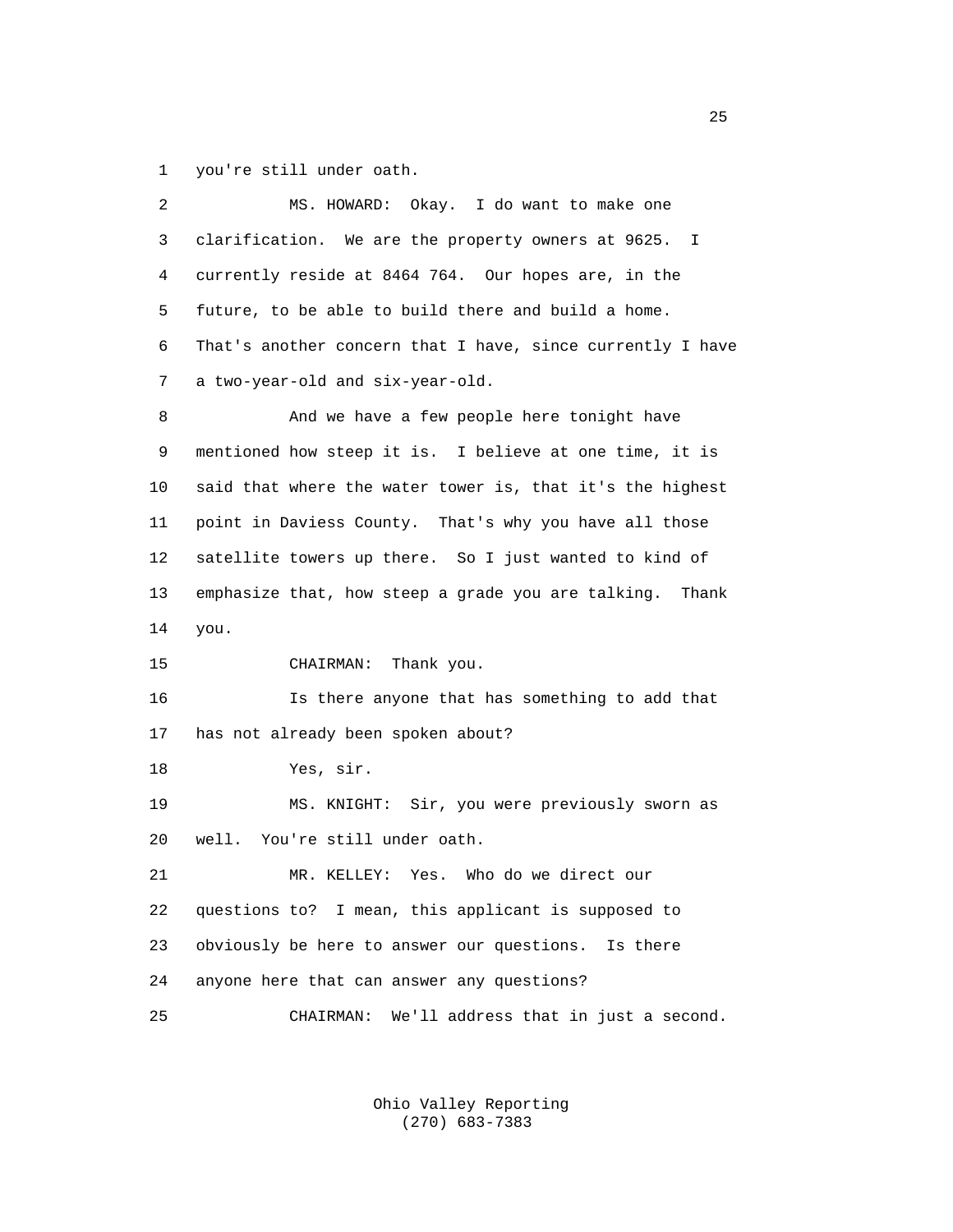1 you're still under oath.

2 MS. HOWARD: Okay. I do want to make one

3 clarification. We are the property owners at 9625. I

4 currently reside at 8464 764. Our hopes are, in the

5 future, to be able to build there and build a home.

6 That's another concern that I have, since currently I have

7 a two-year-old and six-year-old.

8 And we have a few people here tonight have

9 mentioned how steep it is. I believe at one time, it is

10 said that where the water tower is, that it's the highest

11 point in Daviess County. That's why you have all those

12 satellite towers up there. So I just wanted to kind of

13 emphasize that, how steep a grade you are talking. Thank

14 you.

15 CHAIRMAN: Thank you.

16 Is there anyone that has something to add that

17 has not already been spoken about?

18 Yes, sir.

19 MS. KNIGHT: Sir, you were previously sworn as

20 well. You're still under oath.

21 MR. KELLEY: Yes. Who do we direct our

22 questions to? I mean, this applicant is supposed to

23 obviously be here to answer our questions. Is there

24 anyone here that can answer any questions?

25 CHAIRMAN: We'll address that in just a second.

Ohio Valley Reporting
(270) 683-7383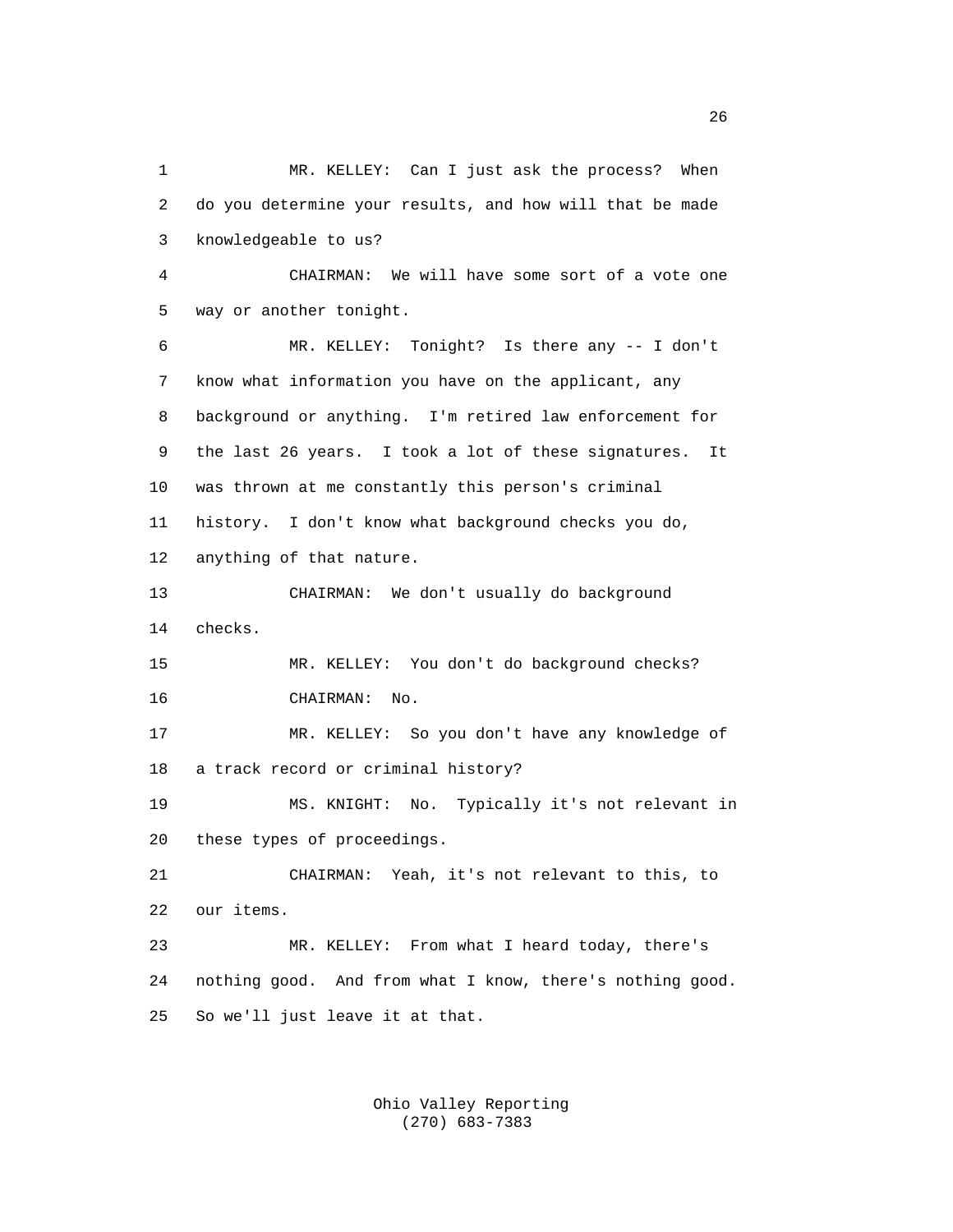1 MR. KELLEY: Can I just ask the process? When
2 do you determine your results, and how will that be made
3 knowledgeable to us?
4 CHAIRMAN: We will have some sort of a vote one
5 way or another tonight.
6 MR. KELLEY: Tonight? Is there any -- I don't
7 know what information you have on the applicant, any
8 background or anything. I'm retired law enforcement for
9 the last 26 years. I took a lot of these signatures. It
10 was thrown at me constantly this person's criminal
11 history. I don't know what background checks you do,
12 anything of that nature.
13 CHAIRMAN: We don't usually do background
14 checks.
15 MR. KELLEY: You don't do background checks?
16 CHAIRMAN: No.
17 MR. KELLEY: So you don't have any knowledge of
18 a track record or criminal history?
19 MS. KNIGHT: No. Typically it's not relevant in
20 these types of proceedings.
21 CHAIRMAN: Yeah, it's not relevant to this, to
22 our items.
23 MR. KELLEY: From what I heard today, there's
24 nothing good. And from what I know, there's nothing good.
25 So we'll just leave it at that.

Ohio Valley Reporting
(270) 683-7383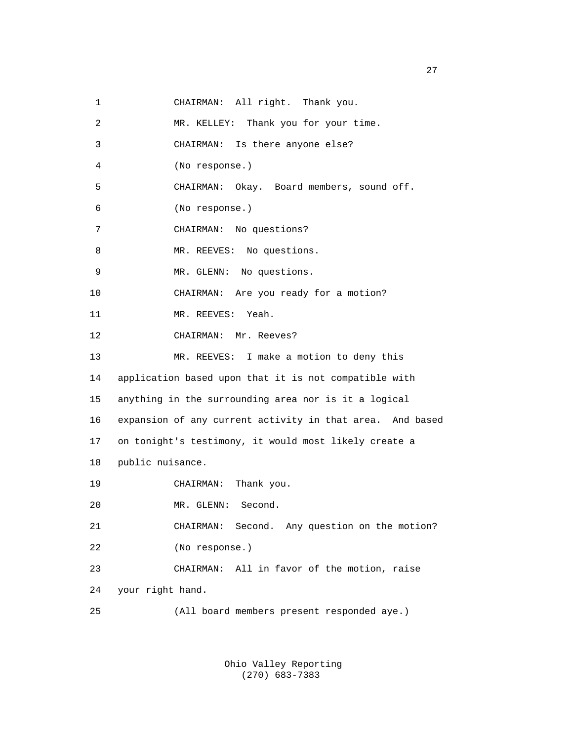CHAIRMAN: All right. Thank you.

MR. KELLEY: Thank you for your time.

CHAIRMAN: Is there anyone else?

(No response.)

CHAIRMAN: Okay. Board members, sound off.

(No response.)

CHAIRMAN: No questions?

MR. REEVES: No questions.

MR. GLENN: No questions.

CHAIRMAN: Are you ready for a motion?

MR. REEVES: Yeah.

CHAIRMAN: Mr. Reeves?

MR. REEVES: I make a motion to deny this application based upon that it is not compatible with anything in the surrounding area nor is it a logical expansion of any current activity in that area. And based on tonight's testimony, it would most likely create a public nuisance.

CHAIRMAN: Thank you.

MR. GLENN: Second.

CHAIRMAN: Second. Any question on the motion?

(No response.)

CHAIRMAN: All in favor of the motion, raise your right hand.

(All board members present responded aye.)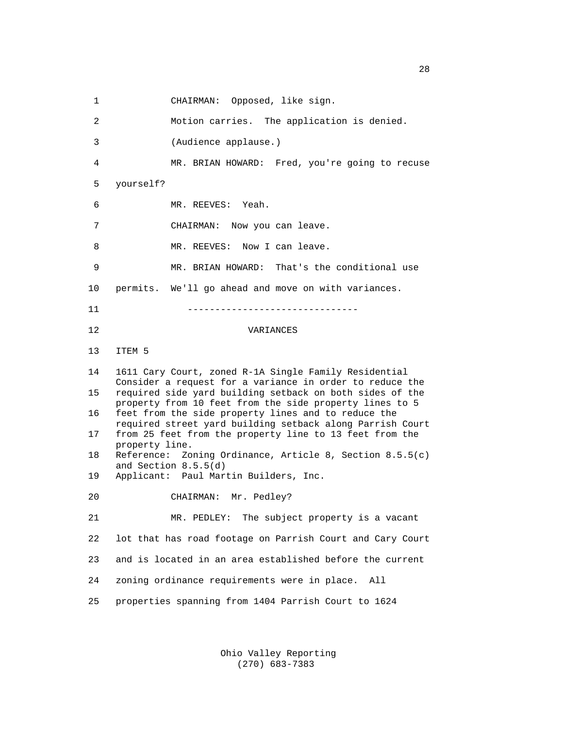CHAIRMAN: Opposed, like sign.

Motion carries. The application is denied.

(Audience applause.)

MR. BRIAN HOWARD: Fred, you're going to recuse yourself?

MR. REEVES: Yeah.

CHAIRMAN: Now you can leave.

MR. REEVES: Now I can leave.

MR. BRIAN HOWARD: That's the conditional use permits. We'll go ahead and move on with variances.

-------------------------------

VARIANCES

ITEM 5

1611 Cary Court, zoned R-1A Single Family Residential
Consider a request for a variance in order to reduce the required side yard building setback on both sides of the property from 10 feet from the side property lines to 5 feet from the side property lines and to reduce the required street yard building setback along Parrish Court from 25 feet from the property line to 13 feet from the property line.
Reference: Zoning Ordinance, Article 8, Section 8.5.5(c) and Section 8.5.5(d)
Applicant: Paul Martin Builders, Inc.

CHAIRMAN: Mr. Pedley?

MR. PEDLEY: The subject property is a vacant lot that has road footage on Parrish Court and Cary Court and is located in an area established before the current zoning ordinance requirements were in place. All properties spanning from 1404 Parrish Court to 1624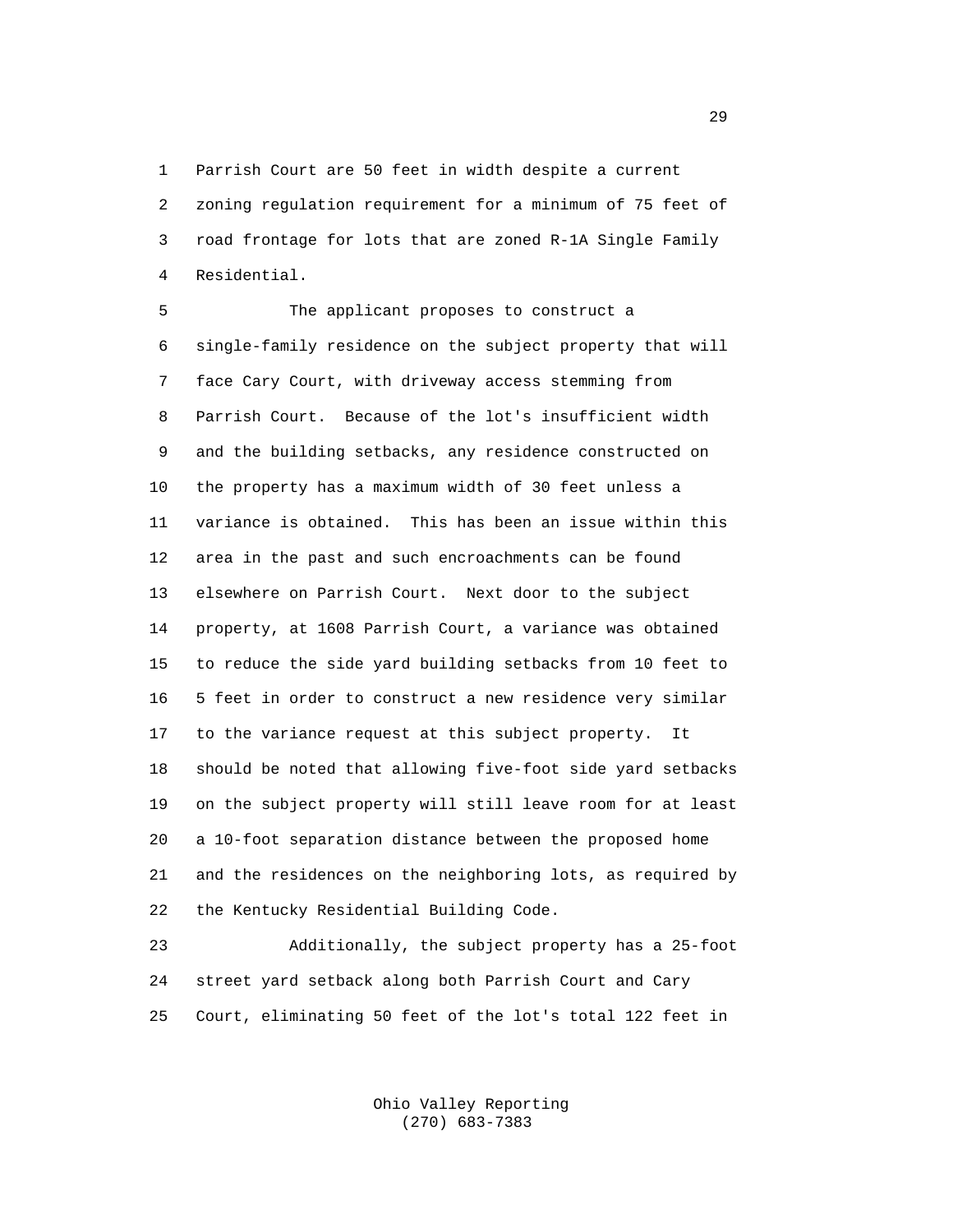Parrish Court are 50 feet in width despite a current zoning regulation requirement for a minimum of 75 feet of road frontage for lots that are zoned R-1A Single Family Residential.

The applicant proposes to construct a single-family residence on the subject property that will face Cary Court, with driveway access stemming from Parrish Court. Because of the lot's insufficient width and the building setbacks, any residence constructed on the property has a maximum width of 30 feet unless a variance is obtained. This has been an issue within this area in the past and such encroachments can be found elsewhere on Parrish Court. Next door to the subject property, at 1608 Parrish Court, a variance was obtained to reduce the side yard building setbacks from 10 feet to 5 feet in order to construct a new residence very similar to the variance request at this subject property. It should be noted that allowing five-foot side yard setbacks on the subject property will still leave room for at least a 10-foot separation distance between the proposed home and the residences on the neighboring lots, as required by the Kentucky Residential Building Code.

Additionally, the subject property has a 25-foot street yard setback along both Parrish Court and Cary Court, eliminating 50 feet of the lot's total 122 feet in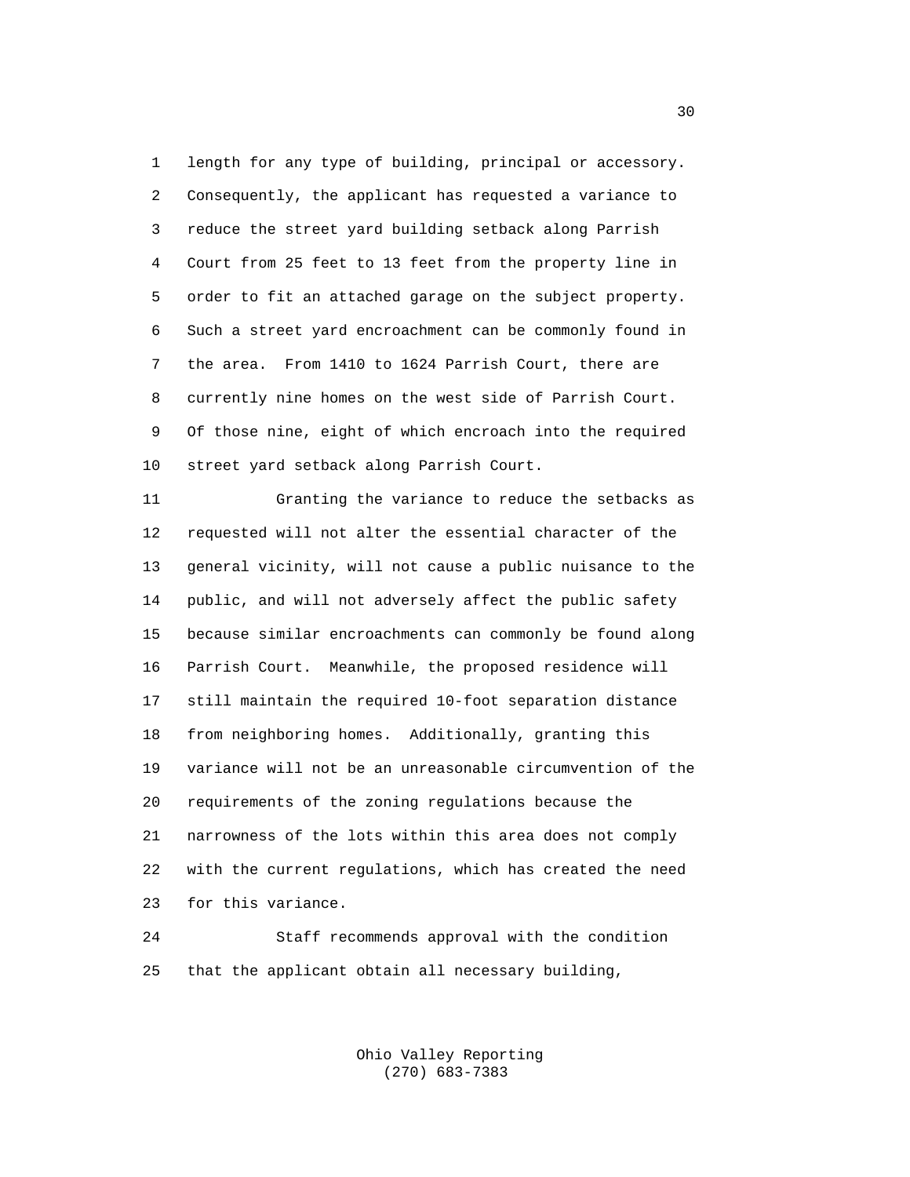length for any type of building, principal or accessory. Consequently, the applicant has requested a variance to reduce the street yard building setback along Parrish Court from 25 feet to 13 feet from the property line in order to fit an attached garage on the subject property. Such a street yard encroachment can be commonly found in the area. From 1410 to 1624 Parrish Court, there are currently nine homes on the west side of Parrish Court. Of those nine, eight of which encroach into the required street yard setback along Parrish Court.

Granting the variance to reduce the setbacks as requested will not alter the essential character of the general vicinity, will not cause a public nuisance to the public, and will not adversely affect the public safety because similar encroachments can commonly be found along Parrish Court. Meanwhile, the proposed residence will still maintain the required 10-foot separation distance from neighboring homes. Additionally, granting this variance will not be an unreasonable circumvention of the requirements of the zoning regulations because the narrowness of the lots within this area does not comply with the current regulations, which has created the need for this variance.

Staff recommends approval with the condition that the applicant obtain all necessary building,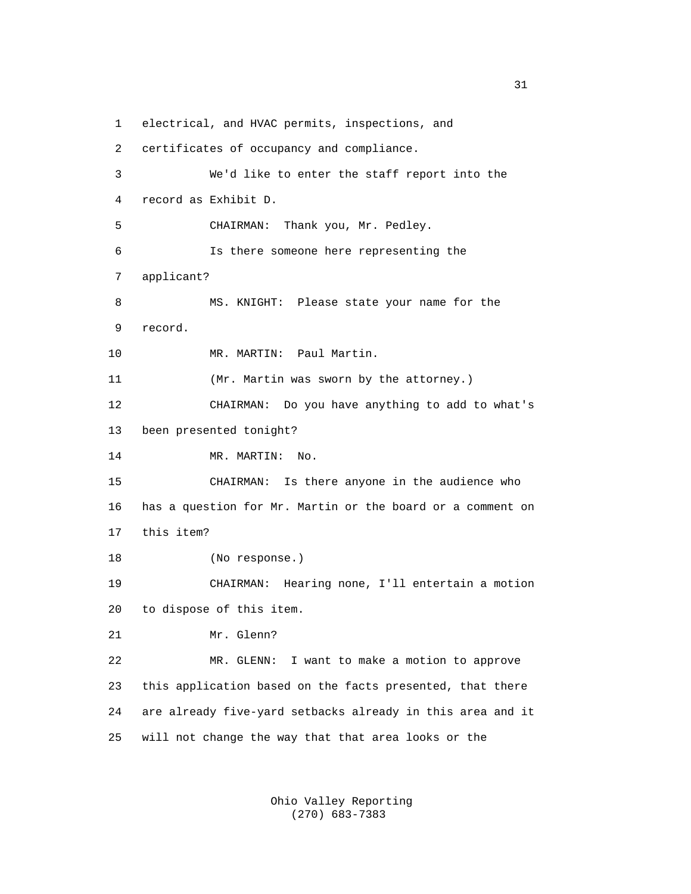electrical, and HVAC permits, inspections, and certificates of occupancy and compliance.

We'd like to enter the staff report into the record as Exhibit D.

CHAIRMAN: Thank you, Mr. Pedley.

Is there someone here representing the applicant?

MS. KNIGHT: Please state your name for the record.

MR. MARTIN: Paul Martin.

(Mr. Martin was sworn by the attorney.)

CHAIRMAN: Do you have anything to add to what's been presented tonight?

MR. MARTIN: No.

CHAIRMAN: Is there anyone in the audience who has a question for Mr. Martin or the board or a comment on this item?

(No response.)

CHAIRMAN: Hearing none, I'll entertain a motion to dispose of this item.

Mr. Glenn?

MR. GLENN: I want to make a motion to approve this application based on the facts presented, that there are already five-yard setbacks already in this area and it will not change the way that that area looks or the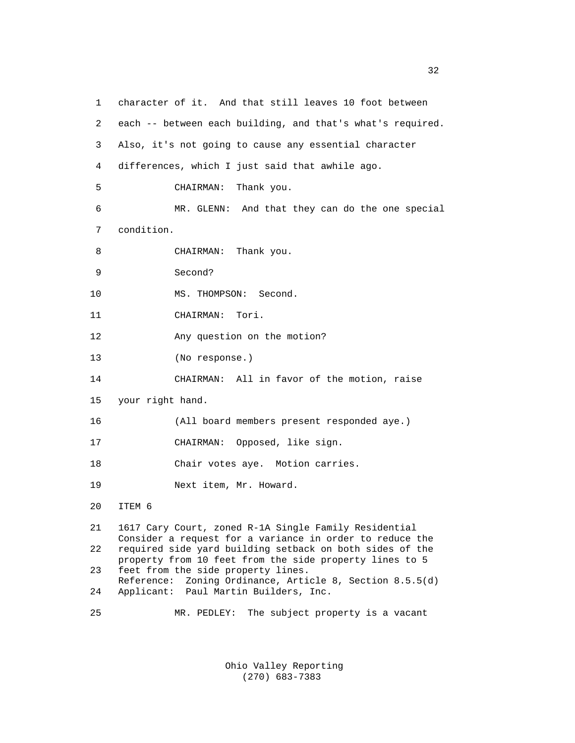1 character of it. And that still leaves 10 foot between
2 each -- between each building, and that's what's required.
3 Also, it's not going to cause any essential character
4 differences, which I just said that awhile ago.
5 CHAIRMAN: Thank you.
6 MR. GLENN: And that they can do the one special
7 condition.
8 CHAIRMAN: Thank you.
9 Second?
10 MS. THOMPSON: Second.
11 CHAIRMAN: Tori.
12 Any question on the motion?
13 (No response.)
14 CHAIRMAN: All in favor of the motion, raise
15 your right hand.
16 (All board members present responded aye.)
17 CHAIRMAN: Opposed, like sign.
18 Chair votes aye. Motion carries.
19 Next item, Mr. Howard.
20 ITEM 6
21 1617 Cary Court, zoned R-1A Single Family Residential
Consider a request for a variance in order to reduce the
22 required side yard building setback on both sides of the
property from 10 feet from the side property lines to 5
23 feet from the side property lines.
Reference: Zoning Ordinance, Article 8, Section 8.5.5(d)
24 Applicant: Paul Martin Builders, Inc.
25 MR. PEDLEY: The subject property is a vacant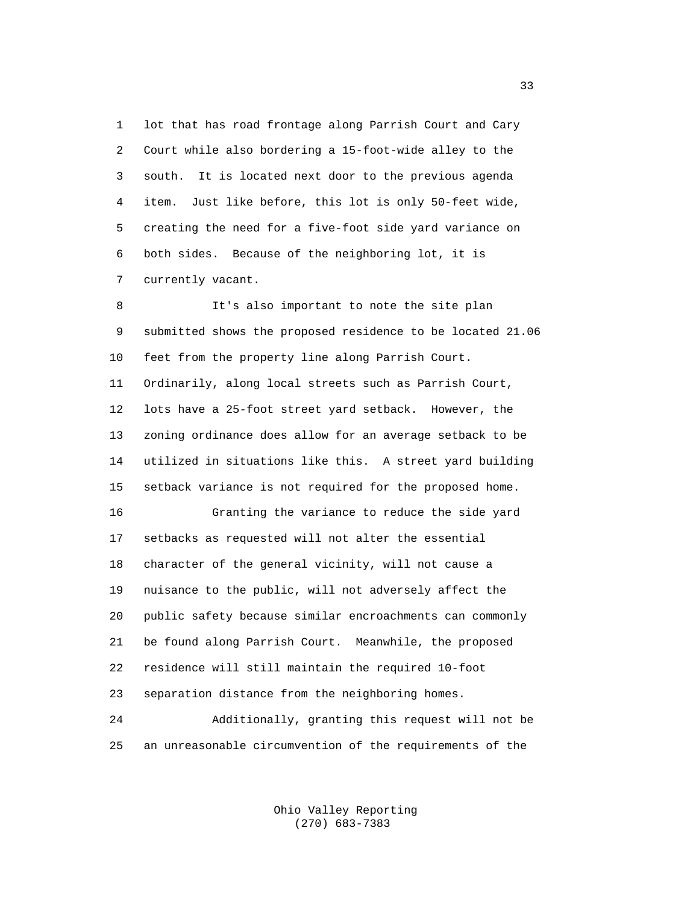lot that has road frontage along Parrish Court and Cary Court while also bordering a 15-foot-wide alley to the south. It is located next door to the previous agenda item. Just like before, this lot is only 50-feet wide, creating the need for a five-foot side yard variance on both sides. Because of the neighboring lot, it is currently vacant.

It's also important to note the site plan submitted shows the proposed residence to be located 21.06 feet from the property line along Parrish Court. Ordinarily, along local streets such as Parrish Court, lots have a 25-foot street yard setback. However, the zoning ordinance does allow for an average setback to be utilized in situations like this. A street yard building setback variance is not required for the proposed home.

Granting the variance to reduce the side yard setbacks as requested will not alter the essential character of the general vicinity, will not cause a nuisance to the public, will not adversely affect the public safety because similar encroachments can commonly be found along Parrish Court. Meanwhile, the proposed residence will still maintain the required 10-foot separation distance from the neighboring homes.

Additionally, granting this request will not be an unreasonable circumvention of the requirements of the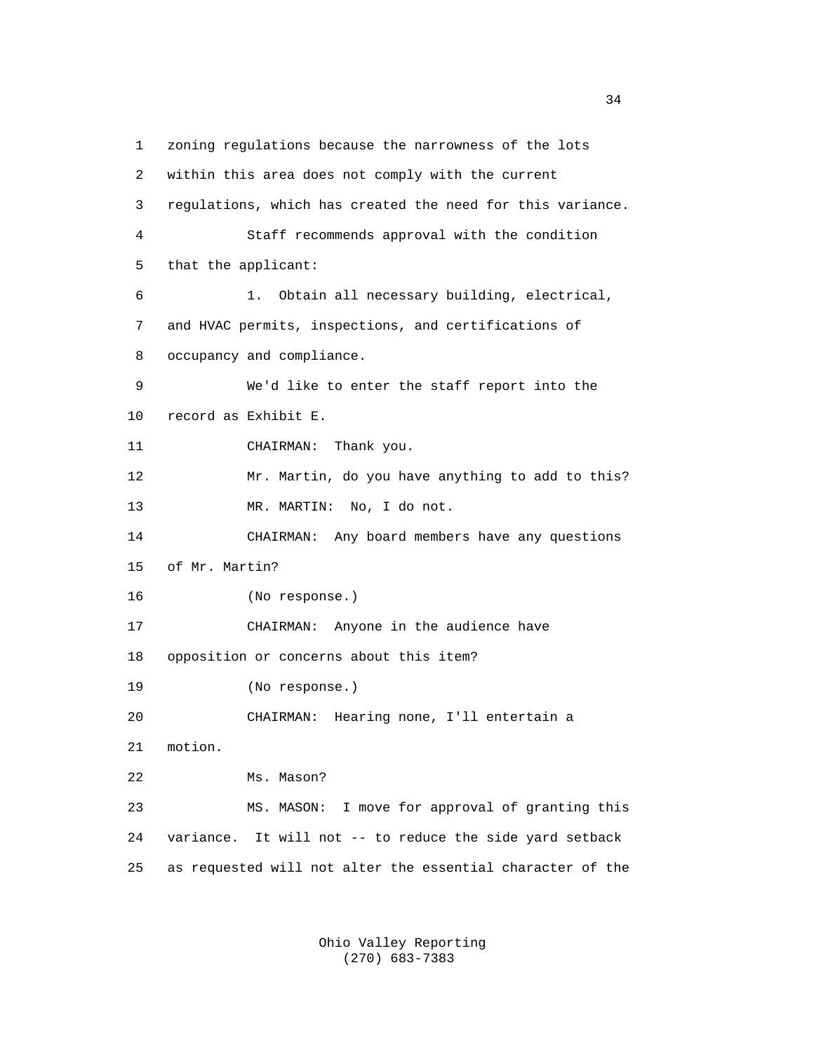1 zoning regulations because the narrowness of the lots
2 within this area does not comply with the current
3 regulations, which has created the need for this variance.
4 Staff recommends approval with the condition
5 that the applicant:
6 1. Obtain all necessary building, electrical,
7 and HVAC permits, inspections, and certifications of
8 occupancy and compliance.
9 We'd like to enter the staff report into the
10 record as Exhibit E.
11 CHAIRMAN: Thank you.
12 Mr. Martin, do you have anything to add to this?
13 MR. MARTIN: No, I do not.
14 CHAIRMAN: Any board members have any questions
15 of Mr. Martin?
16 (No response.)
17 CHAIRMAN: Anyone in the audience have
18 opposition or concerns about this item?
19 (No response.)
20 CHAIRMAN: Hearing none, I'll entertain a
21 motion.
22 Ms. Mason?
23 MS. MASON: I move for approval of granting this
24 variance. It will not -- to reduce the side yard setback
25 as requested will not alter the essential character of the

Ohio Valley Reporting
(270) 683-7383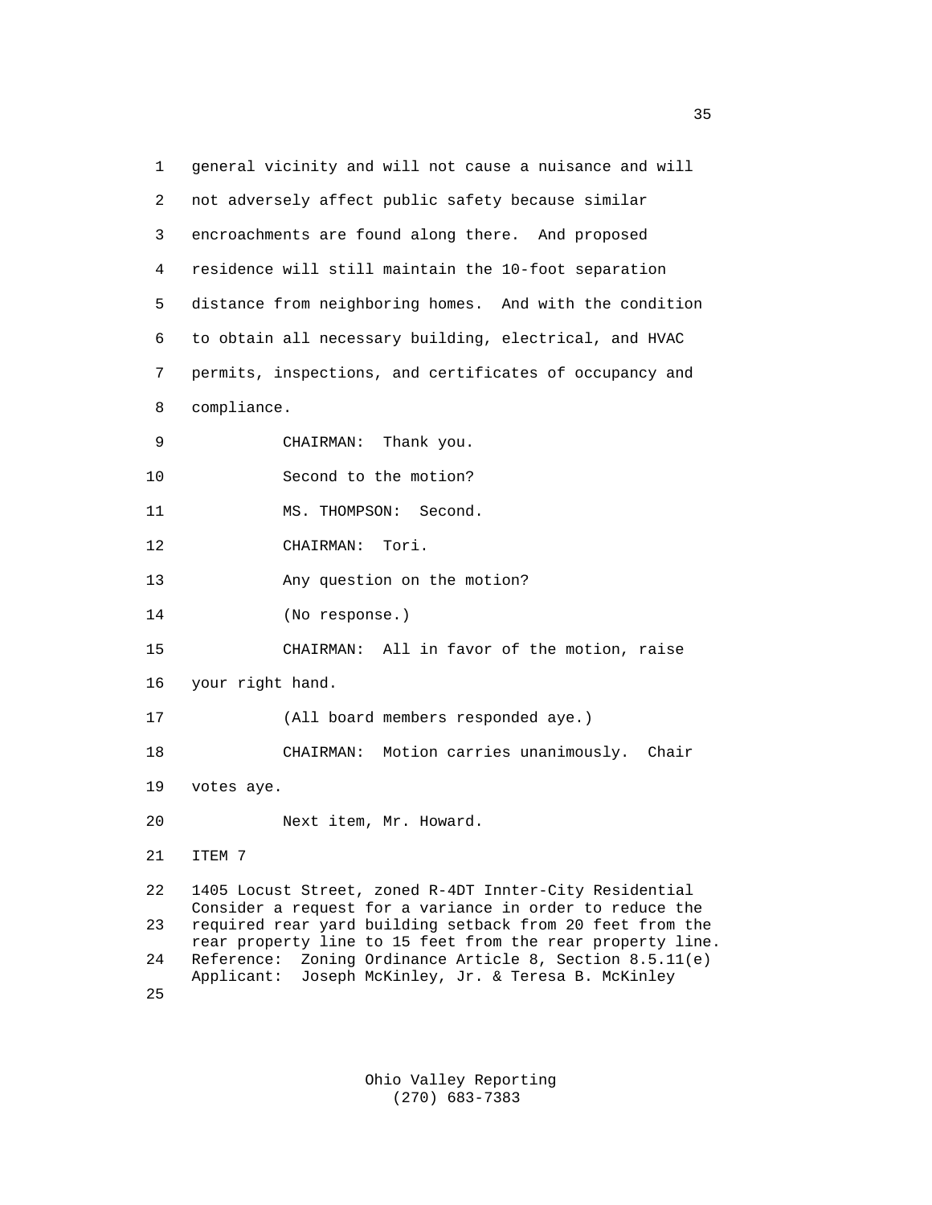general vicinity and will not cause a nuisance and will not adversely affect public safety because similar encroachments are found along there. And proposed residence will still maintain the 10-foot separation distance from neighboring homes. And with the condition to obtain all necessary building, electrical, and HVAC permits, inspections, and certificates of occupancy and compliance.

CHAIRMAN: Thank you.

Second to the motion?

MS. THOMPSON: Second.

CHAIRMAN: Tori.

Any question on the motion?

(No response.)

CHAIRMAN: All in favor of the motion, raise your right hand.

(All board members responded aye.)

CHAIRMAN: Motion carries unanimously. Chair votes aye.

Next item, Mr. Howard.

ITEM 7

1405 Locust Street, zoned R-4DT Innter-City Residential
Consider a request for a variance in order to reduce the required rear yard building setback from 20 feet from the rear property line to 15 feet from the rear property line.
Reference: Zoning Ordinance Article 8, Section 8.5.11(e)
Applicant: Joseph McKinley, Jr. & Teresa B. McKinley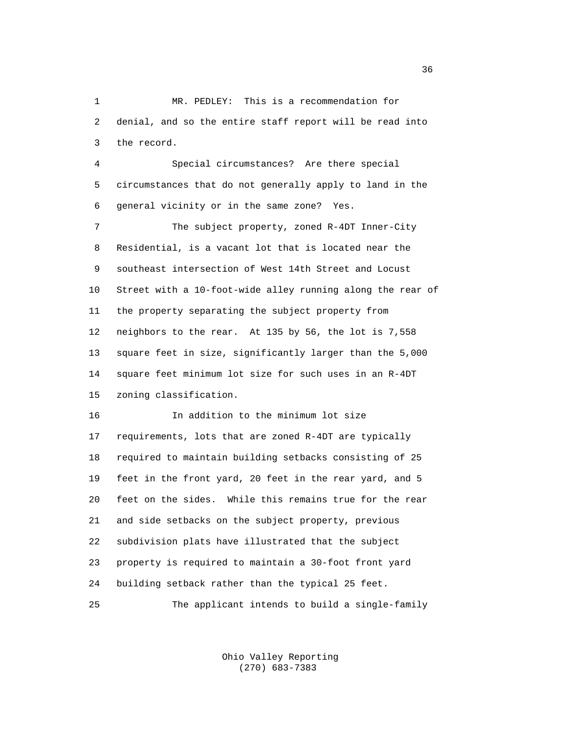MR. PEDLEY: This is a recommendation for denial, and so the entire staff report will be read into the record.

Special circumstances? Are there special circumstances that do not generally apply to land in the general vicinity or in the same zone? Yes.

The subject property, zoned R-4DT Inner-City Residential, is a vacant lot that is located near the southeast intersection of West 14th Street and Locust Street with a 10-foot-wide alley running along the rear of the property separating the subject property from neighbors to the rear. At 135 by 56, the lot is 7,558 square feet in size, significantly larger than the 5,000 square feet minimum lot size for such uses in an R-4DT zoning classification.

In addition to the minimum lot size requirements, lots that are zoned R-4DT are typically required to maintain building setbacks consisting of 25 feet in the front yard, 20 feet in the rear yard, and 5 feet on the sides. While this remains true for the rear and side setbacks on the subject property, previous subdivision plats have illustrated that the subject property is required to maintain a 30-foot front yard building setback rather than the typical 25 feet.

The applicant intends to build a single-family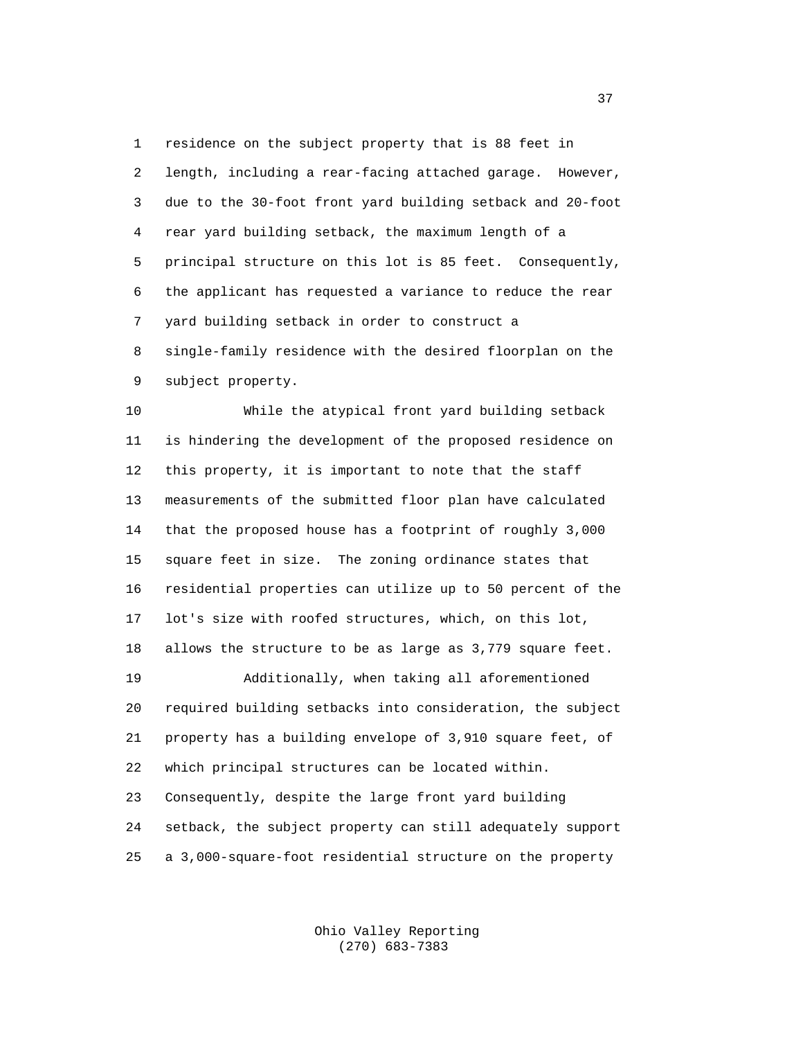residence on the subject property that is 88 feet in length, including a rear-facing attached garage. However, due to the 30-foot front yard building setback and 20-foot rear yard building setback, the maximum length of a principal structure on this lot is 85 feet. Consequently, the applicant has requested a variance to reduce the rear yard building setback in order to construct a single-family residence with the desired floorplan on the subject property.

While the atypical front yard building setback is hindering the development of the proposed residence on this property, it is important to note that the staff measurements of the submitted floor plan have calculated that the proposed house has a footprint of roughly 3,000 square feet in size. The zoning ordinance states that residential properties can utilize up to 50 percent of the lot's size with roofed structures, which, on this lot, allows the structure to be as large as 3,779 square feet.

Additionally, when taking all aforementioned required building setbacks into consideration, the subject property has a building envelope of 3,910 square feet, of which principal structures can be located within. Consequently, despite the large front yard building setback, the subject property can still adequately support a 3,000-square-foot residential structure on the property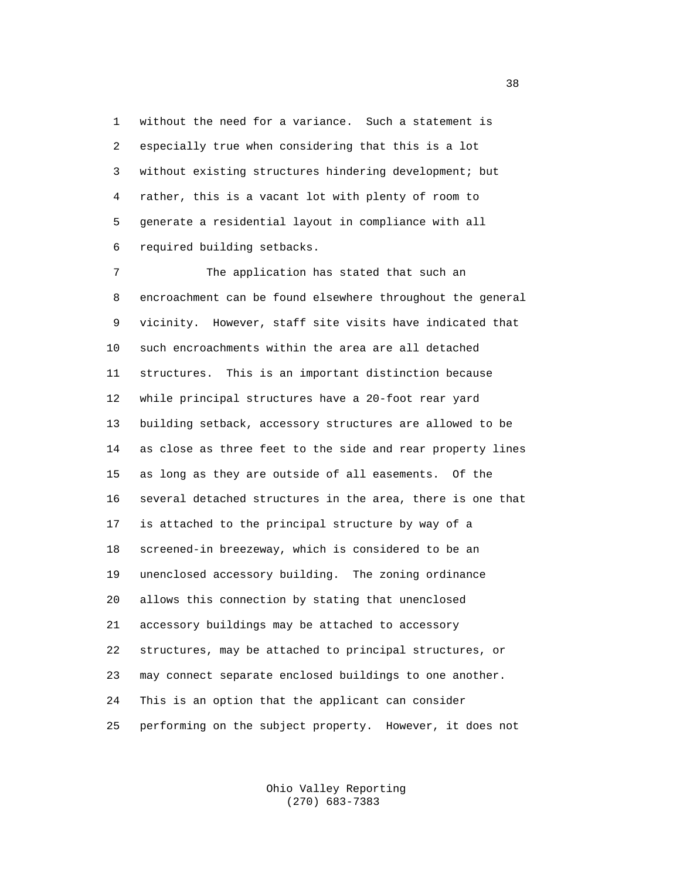without the need for a variance. Such a statement is especially true when considering that this is a lot without existing structures hindering development; but rather, this is a vacant lot with plenty of room to generate a residential layout in compliance with all required building setbacks.

The application has stated that such an encroachment can be found elsewhere throughout the general vicinity. However, staff site visits have indicated that such encroachments within the area are all detached structures. This is an important distinction because while principal structures have a 20-foot rear yard building setback, accessory structures are allowed to be as close as three feet to the side and rear property lines as long as they are outside of all easements. Of the several detached structures in the area, there is one that is attached to the principal structure by way of a screened-in breezeway, which is considered to be an unenclosed accessory building. The zoning ordinance allows this connection by stating that unenclosed accessory buildings may be attached to accessory structures, may be attached to principal structures, or may connect separate enclosed buildings to one another. This is an option that the applicant can consider performing on the subject property. However, it does not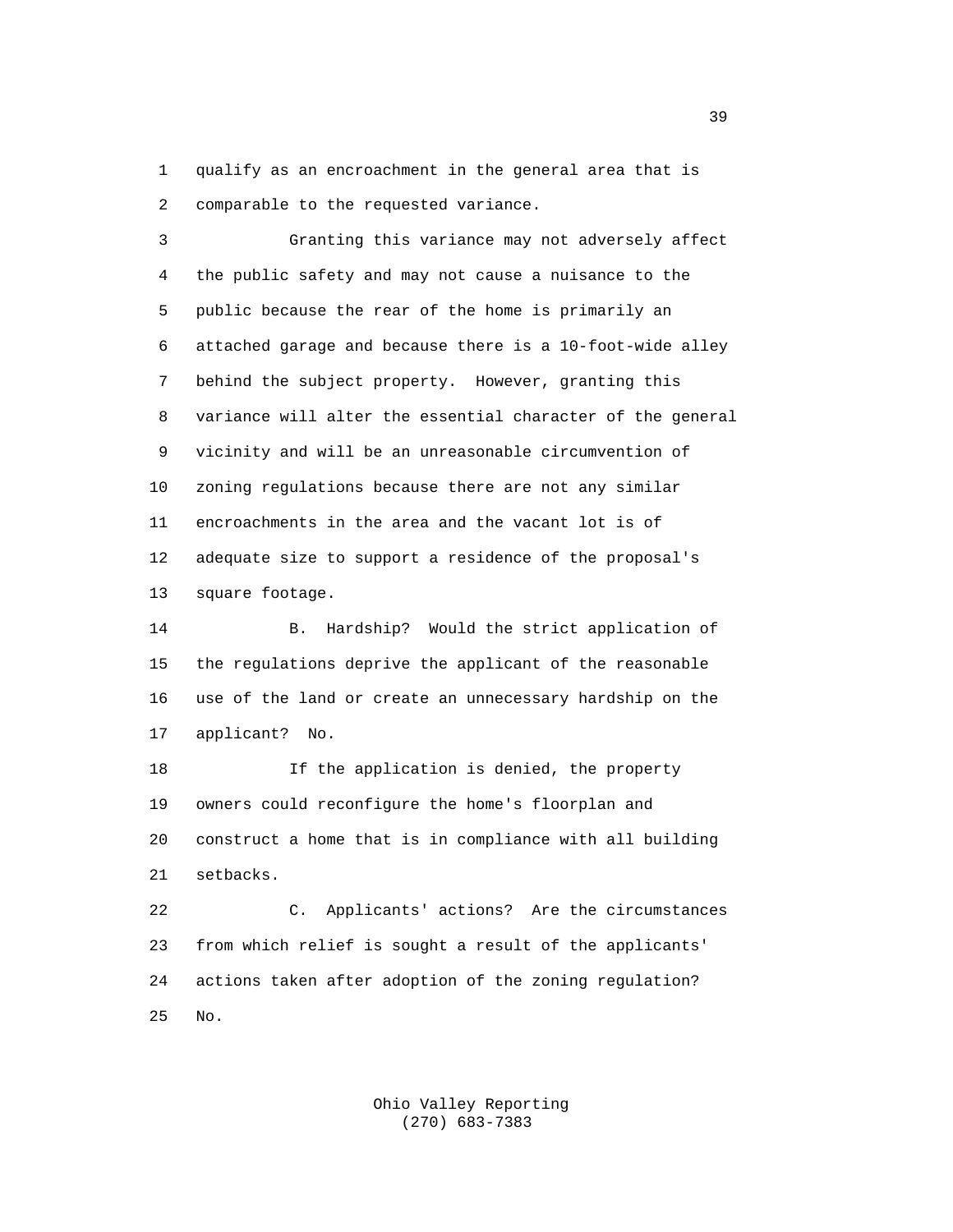qualify as an encroachment in the general area that is comparable to the requested variance.

Granting this variance may not adversely affect the public safety and may not cause a nuisance to the public because the rear of the home is primarily an attached garage and because there is a 10-foot-wide alley behind the subject property. However, granting this variance will alter the essential character of the general vicinity and will be an unreasonable circumvention of zoning regulations because there are not any similar encroachments in the area and the vacant lot is of adequate size to support a residence of the proposal's square footage.

B. Hardship? Would the strict application of the regulations deprive the applicant of the reasonable use of the land or create an unnecessary hardship on the applicant? No.

If the application is denied, the property owners could reconfigure the home's floorplan and construct a home that is in compliance with all building setbacks.

C. Applicants' actions? Are the circumstances from which relief is sought a result of the applicants' actions taken after adoption of the zoning regulation? No.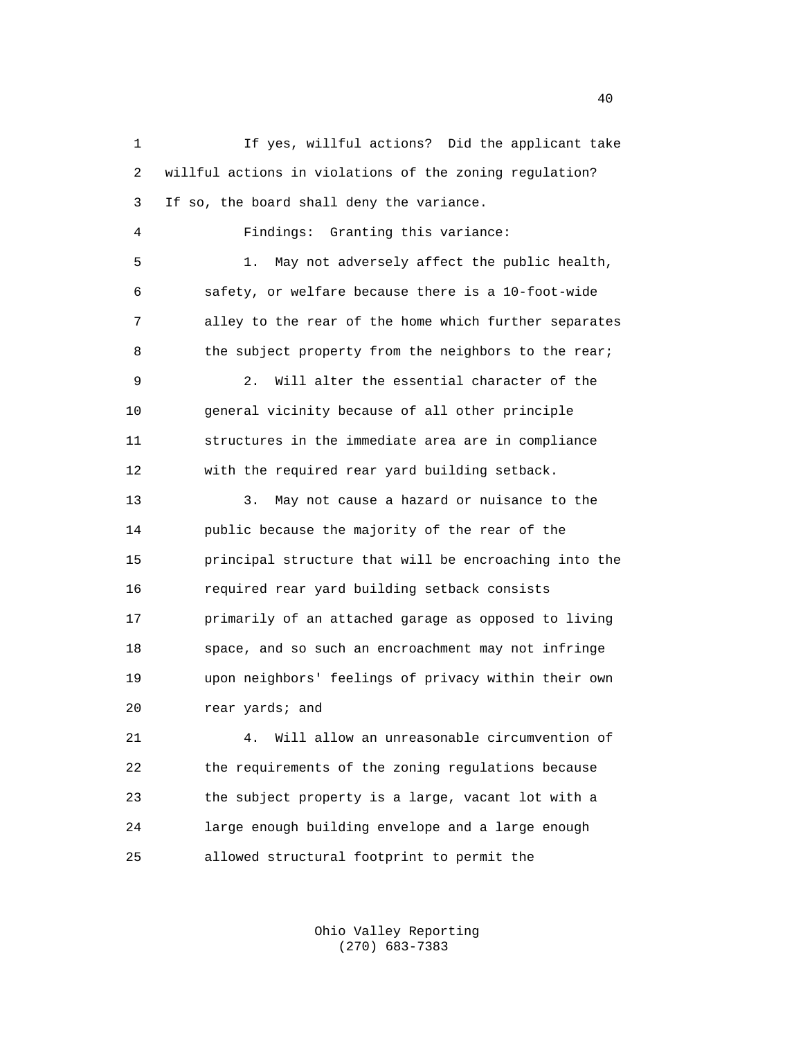If yes, willful actions? Did the applicant take willful actions in violations of the zoning regulation? If so, the board shall deny the variance.

Findings: Granting this variance:

1. May not adversely affect the public health, safety, or welfare because there is a 10-foot-wide alley to the rear of the home which further separates the subject property from the neighbors to the rear;

2. Will alter the essential character of the general vicinity because of all other principle structures in the immediate area are in compliance with the required rear yard building setback.

3. May not cause a hazard or nuisance to the public because the majority of the rear of the principal structure that will be encroaching into the required rear yard building setback consists primarily of an attached garage as opposed to living space, and so such an encroachment may not infringe upon neighbors' feelings of privacy within their own rear yards; and

4. Will allow an unreasonable circumvention of the requirements of the zoning regulations because the subject property is a large, vacant lot with a large enough building envelope and a large enough allowed structural footprint to permit the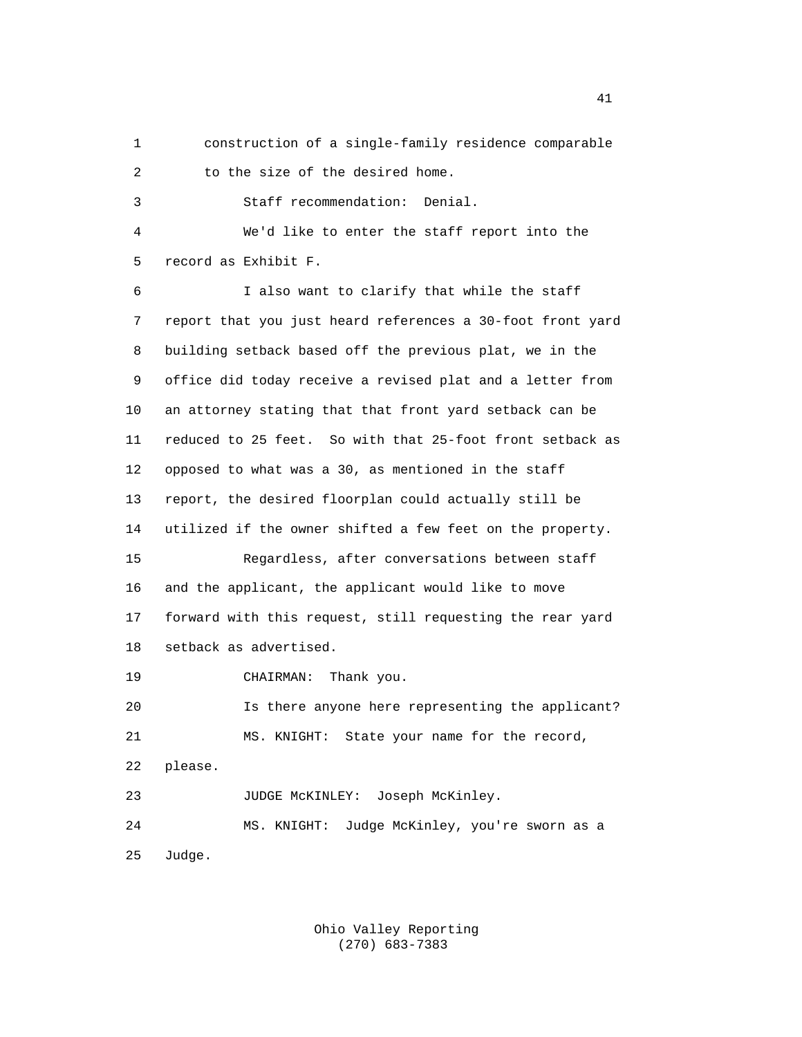1 construction of a single-family residence comparable
2 to the size of the desired home.
3 Staff recommendation: Denial.
4 We'd like to enter the staff report into the
5 record as Exhibit F.
6 I also want to clarify that while the staff
7 report that you just heard references a 30-foot front yard
8 building setback based off the previous plat, we in the
9 office did today receive a revised plat and a letter from
10 an attorney stating that that front yard setback can be
11 reduced to 25 feet. So with that 25-foot front setback as
12 opposed to what was a 30, as mentioned in the staff
13 report, the desired floorplan could actually still be
14 utilized if the owner shifted a few feet on the property.
15 Regardless, after conversations between staff
16 and the applicant, the applicant would like to move
17 forward with this request, still requesting the rear yard
18 setback as advertised.
19 CHAIRMAN: Thank you.
20 Is there anyone here representing the applicant?
21 MS. KNIGHT: State your name for the record,
22 please.
23 JUDGE McKINLEY: Joseph McKinley.
24 MS. KNIGHT: Judge McKinley, you're sworn as a
25 Judge.

Ohio Valley Reporting
(270) 683-7383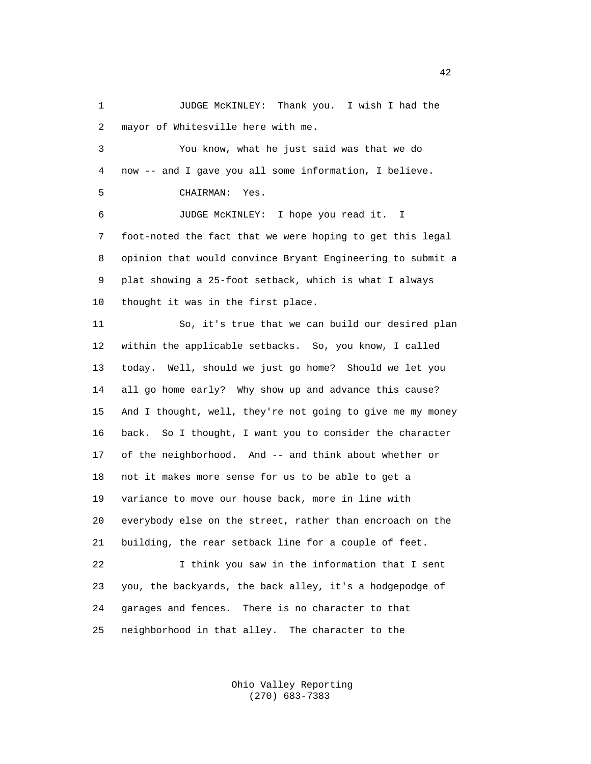JUDGE McKINLEY: Thank you. I wish I had the mayor of Whitesville here with me.

You know, what he just said was that we do now -- and I gave you all some information, I believe.

CHAIRMAN: Yes.

JUDGE McKINLEY: I hope you read it. I foot-noted the fact that we were hoping to get this legal opinion that would convince Bryant Engineering to submit a plat showing a 25-foot setback, which is what I always thought it was in the first place.

So, it's true that we can build our desired plan within the applicable setbacks. So, you know, I called today. Well, should we just go home? Should we let you all go home early? Why show up and advance this cause? And I thought, well, they're not going to give me my money back. So I thought, I want you to consider the character of the neighborhood. And -- and think about whether or not it makes more sense for us to be able to get a variance to move our house back, more in line with everybody else on the street, rather than encroach on the building, the rear setback line for a couple of feet.

I think you saw in the information that I sent you, the backyards, the back alley, it's a hodgepodge of garages and fences. There is no character to that neighborhood in that alley. The character to the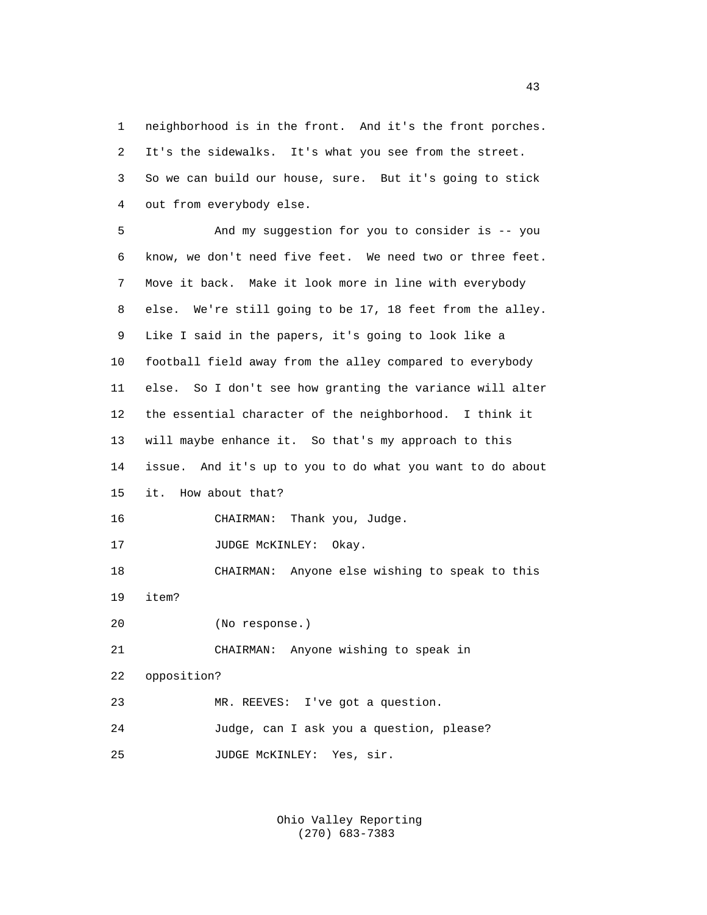neighborhood is in the front. And it's the front porches. It's the sidewalks. It's what you see from the street. So we can build our house, sure. But it's going to stick out from everybody else.

And my suggestion for you to consider is -- you know, we don't need five feet. We need two or three feet. Move it back. Make it look more in line with everybody else. We're still going to be 17, 18 feet from the alley. Like I said in the papers, it's going to look like a football field away from the alley compared to everybody else. So I don't see how granting the variance will alter the essential character of the neighborhood. I think it will maybe enhance it. So that's my approach to this issue. And it's up to you to do what you want to do about it. How about that?

CHAIRMAN: Thank you, Judge.

JUDGE McKINLEY: Okay.

CHAIRMAN: Anyone else wishing to speak to this item?

(No response.)

CHAIRMAN: Anyone wishing to speak in opposition?

MR. REEVES: I've got a question.

Judge, can I ask you a question, please?

JUDGE McKINLEY: Yes, sir.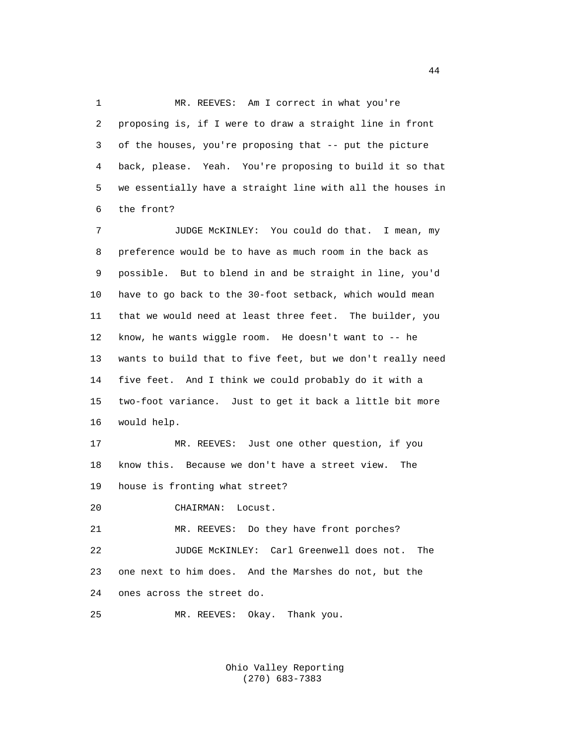1 MR. REEVES: Am I correct in what you're
2 proposing is, if I were to draw a straight line in front
3 of the houses, you're proposing that -- put the picture
4 back, please. Yeah. You're proposing to build it so that
5 we essentially have a straight line with all the houses in
6 the front?

7 JUDGE McKINLEY: You could do that. I mean, my
8 preference would be to have as much room in the back as
9 possible. But to blend in and be straight in line, you'd
10 have to go back to the 30-foot setback, which would mean
11 that we would need at least three feet. The builder, you
12 know, he wants wiggle room. He doesn't want to -- he
13 wants to build that to five feet, but we don't really need
14 five feet. And I think we could probably do it with a
15 two-foot variance. Just to get it back a little bit more
16 would help.

17 MR. REEVES: Just one other question, if you
18 know this. Because we don't have a street view. The
19 house is fronting what street?

20 CHAIRMAN: Locust.

21 MR. REEVES: Do they have front porches?

22 JUDGE McKINLEY: Carl Greenwell does not. The
23 one next to him does. And the Marshes do not, but the
24 ones across the street do.

25 MR. REEVES: Okay. Thank you.

Ohio Valley Reporting
(270) 683-7383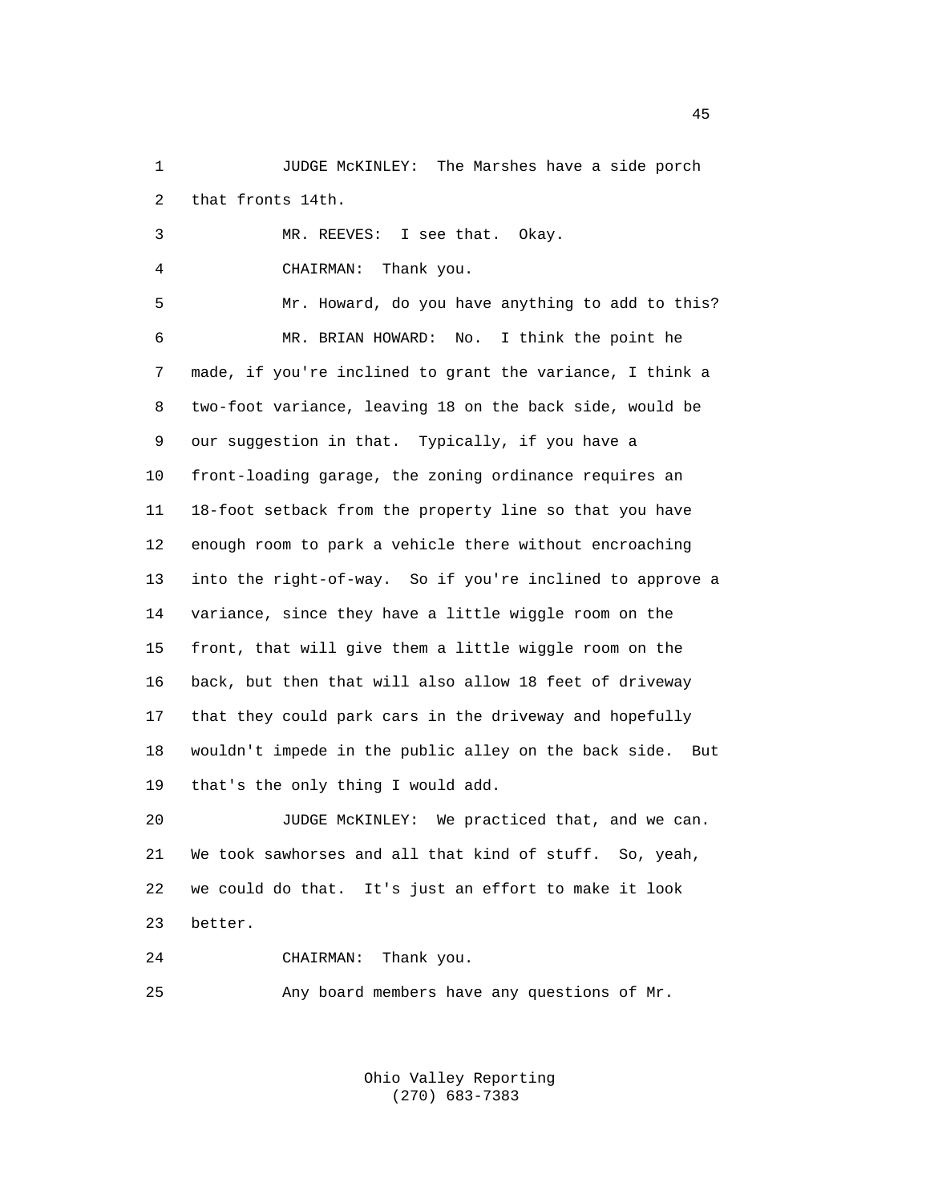JUDGE McKINLEY: The Marshes have a side porch that fronts 14th.

MR. REEVES: I see that. Okay.

CHAIRMAN: Thank you.

Mr. Howard, do you have anything to add to this?

MR. BRIAN HOWARD: No. I think the point he made, if you're inclined to grant the variance, I think a two-foot variance, leaving 18 on the back side, would be our suggestion in that. Typically, if you have a front-loading garage, the zoning ordinance requires an 18-foot setback from the property line so that you have enough room to park a vehicle there without encroaching into the right-of-way. So if you're inclined to approve a variance, since they have a little wiggle room on the front, that will give them a little wiggle room on the back, but then that will also allow 18 feet of driveway that they could park cars in the driveway and hopefully wouldn't impede in the public alley on the back side. But that's the only thing I would add.

JUDGE McKINLEY: We practiced that, and we can. We took sawhorses and all that kind of stuff. So, yeah, we could do that. It's just an effort to make it look better.

CHAIRMAN: Thank you.

Any board members have any questions of Mr.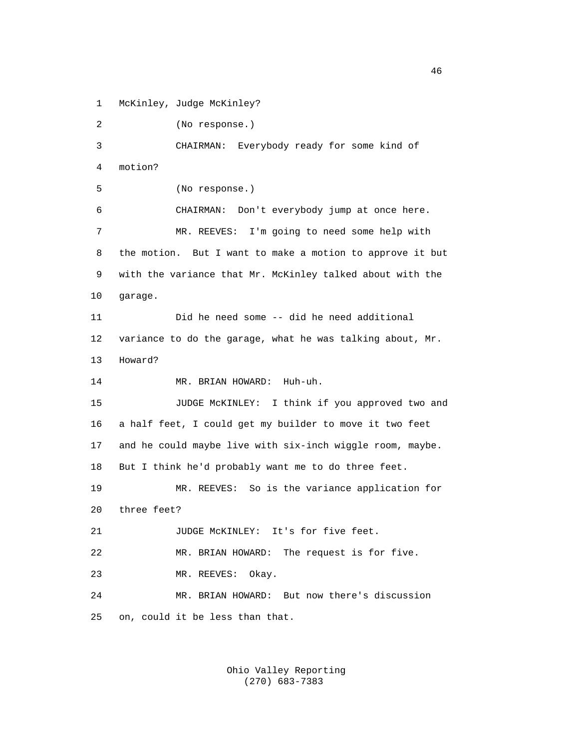1 McKinley, Judge McKinley?

2 (No response.)

3 CHAIRMAN: Everybody ready for some kind of

4 motion?

5 (No response.)

6 CHAIRMAN: Don't everybody jump at once here.

7 MR. REEVES: I'm going to need some help with

8 the motion. But I want to make a motion to approve it but

9 with the variance that Mr. McKinley talked about with the

10 garage.

11 Did he need some -- did he need additional

12 variance to do the garage, what he was talking about, Mr.

13 Howard?

14 MR. BRIAN HOWARD: Huh-uh.

15 JUDGE McKINLEY: I think if you approved two and

16 a half feet, I could get my builder to move it two feet

17 and he could maybe live with six-inch wiggle room, maybe.

18 But I think he'd probably want me to do three feet.

19 MR. REEVES: So is the variance application for

20 three feet?

21 JUDGE McKINLEY: It's for five feet.

22 MR. BRIAN HOWARD: The request is for five.

23 MR. REEVES: Okay.

24 MR. BRIAN HOWARD: But now there's discussion

25 on, could it be less than that.

Ohio Valley Reporting
(270) 683-7383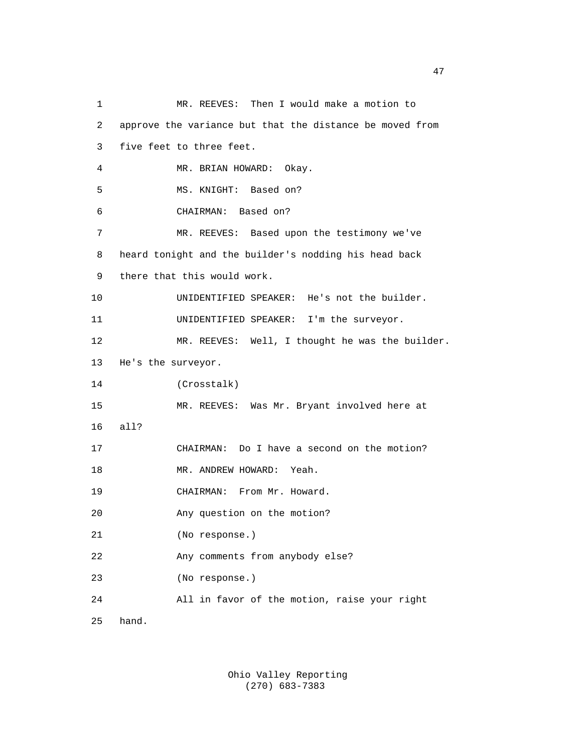1 MR. REEVES: Then I would make a motion to
2 approve the variance but that the distance be moved from
3 five feet to three feet.
4 MR. BRIAN HOWARD: Okay.
5 MS. KNIGHT: Based on?
6 CHAIRMAN: Based on?
7 MR. REEVES: Based upon the testimony we've
8 heard tonight and the builder's nodding his head back
9 there that this would work.
10 UNIDENTIFIED SPEAKER: He's not the builder.
11 UNIDENTIFIED SPEAKER: I'm the surveyor.
12 MR. REEVES: Well, I thought he was the builder.
13 He's the surveyor.
14 (Crosstalk)
15 MR. REEVES: Was Mr. Bryant involved here at
16 all?
17 CHAIRMAN: Do I have a second on the motion?
18 MR. ANDREW HOWARD: Yeah.
19 CHAIRMAN: From Mr. Howard.
20 Any question on the motion?
21 (No response.)
22 Any comments from anybody else?
23 (No response.)
24 All in favor of the motion, raise your right
25 hand.

Ohio Valley Reporting
(270) 683-7383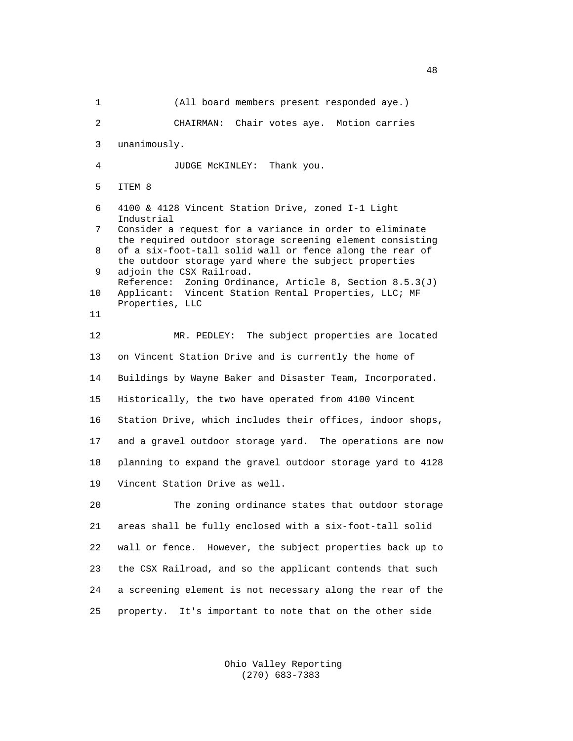(All board members present responded aye.)

CHAIRMAN: Chair votes aye. Motion carries unanimously.

JUDGE McKINLEY: Thank you.

ITEM 8

4100 & 4128 Vincent Station Drive, zoned I-1 Light Industrial
Consider a request for a variance in order to eliminate the required outdoor storage screening element consisting of a six-foot-tall solid wall or fence along the rear of the outdoor storage yard where the subject properties adjoin the CSX Railroad.
Reference: Zoning Ordinance, Article 8, Section 8.5.3(J)
Applicant: Vincent Station Rental Properties, LLC; MF Properties, LLC

MR. PEDLEY: The subject properties are located on Vincent Station Drive and is currently the home of Buildings by Wayne Baker and Disaster Team, Incorporated. Historically, the two have operated from 4100 Vincent Station Drive, which includes their offices, indoor shops, and a gravel outdoor storage yard. The operations are now planning to expand the gravel outdoor storage yard to 4128 Vincent Station Drive as well.

The zoning ordinance states that outdoor storage areas shall be fully enclosed with a six-foot-tall solid wall or fence. However, the subject properties back up to the CSX Railroad, and so the applicant contends that such a screening element is not necessary along the rear of the property. It's important to note that on the other side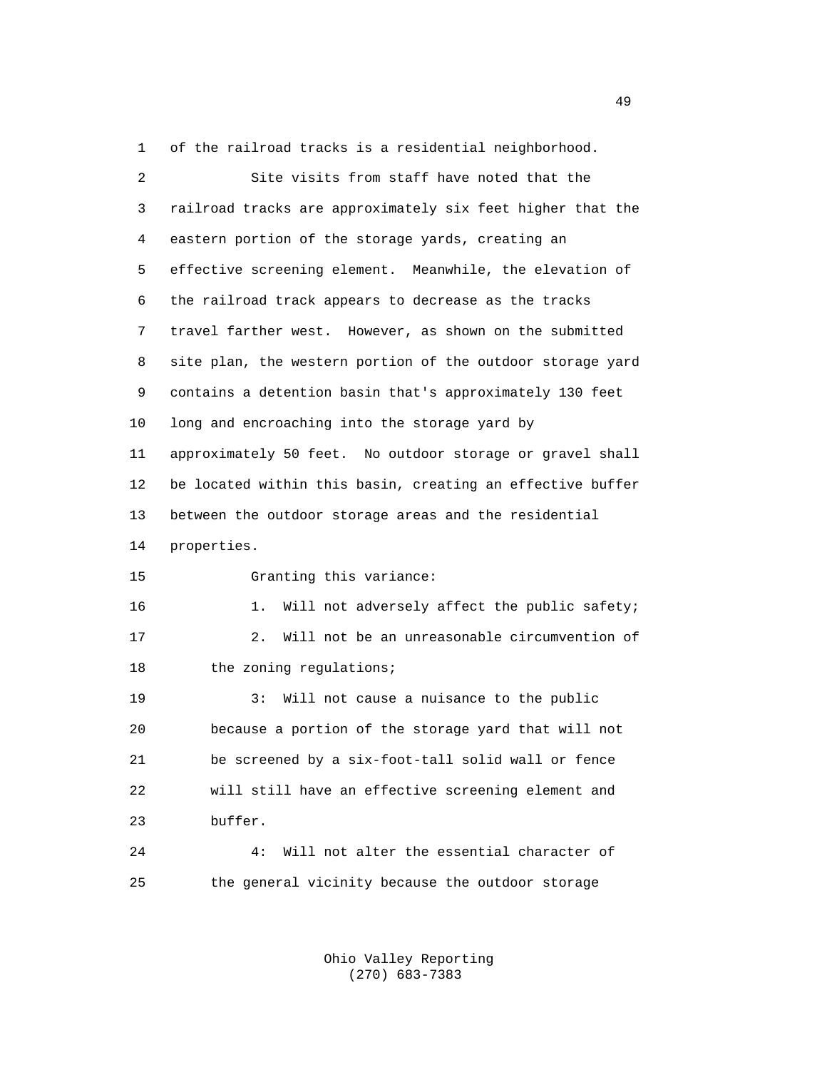of the railroad tracks is a residential neighborhood.

Site visits from staff have noted that the railroad tracks are approximately six feet higher that the eastern portion of the storage yards, creating an effective screening element. Meanwhile, the elevation of the railroad track appears to decrease as the tracks travel farther west. However, as shown on the submitted site plan, the western portion of the outdoor storage yard contains a detention basin that's approximately 130 feet long and encroaching into the storage yard by approximately 50 feet. No outdoor storage or gravel shall be located within this basin, creating an effective buffer between the outdoor storage areas and the residential properties.

Granting this variance:

1. Will not adversely affect the public safety;

2. Will not be an unreasonable circumvention of the zoning regulations;

3: Will not cause a nuisance to the public because a portion of the storage yard that will not be screened by a six-foot-tall solid wall or fence will still have an effective screening element and buffer.

4: Will not alter the essential character of the general vicinity because the outdoor storage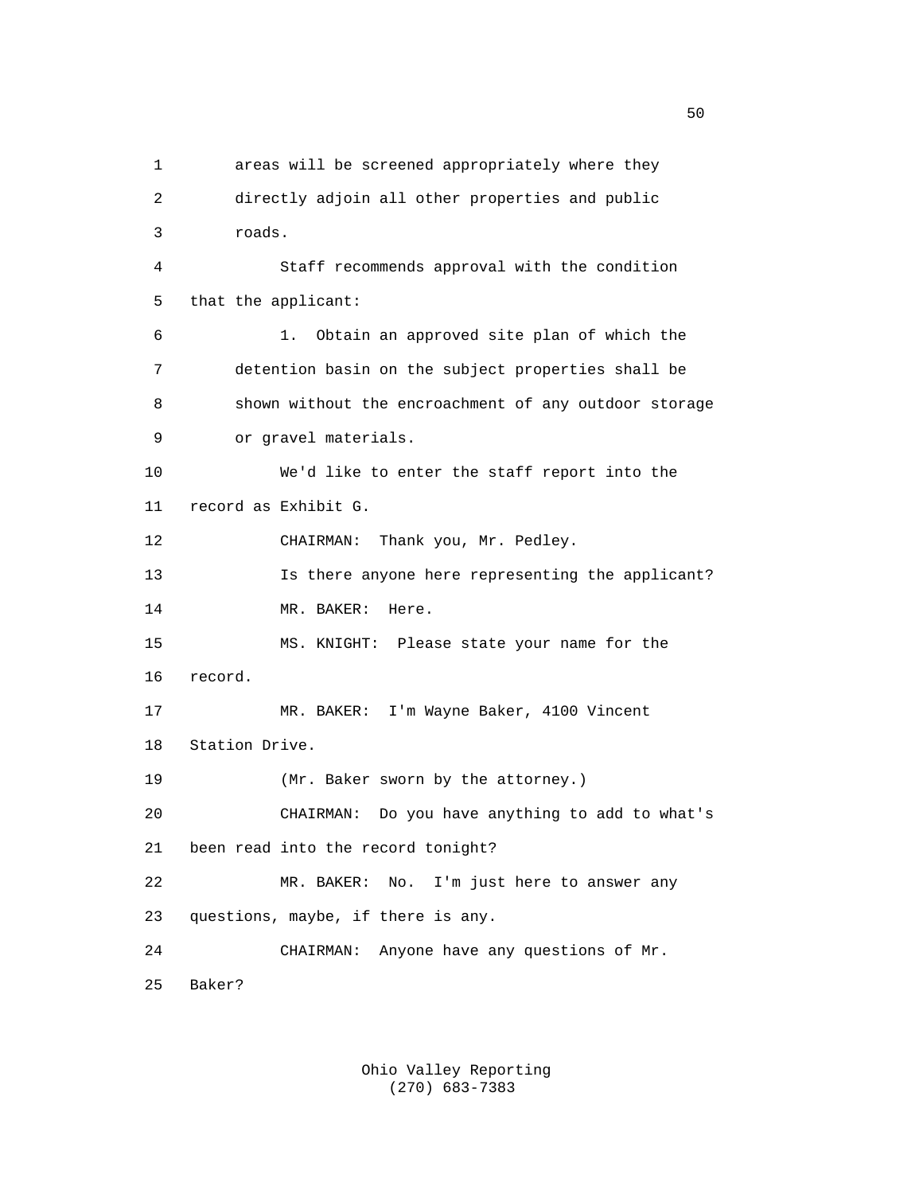areas will be screened appropriately where they directly adjoin all other properties and public roads.

Staff recommends approval with the condition that the applicant:

1. Obtain an approved site plan of which the detention basin on the subject properties shall be shown without the encroachment of any outdoor storage or gravel materials.

We'd like to enter the staff report into the record as Exhibit G.

CHAIRMAN: Thank you, Mr. Pedley.

Is there anyone here representing the applicant?

MR. BAKER: Here.

MS. KNIGHT: Please state your name for the record.

MR. BAKER: I'm Wayne Baker, 4100 Vincent Station Drive.

(Mr. Baker sworn by the attorney.)

CHAIRMAN: Do you have anything to add to what's been read into the record tonight?

MR. BAKER: No. I'm just here to answer any questions, maybe, if there is any.

CHAIRMAN: Anyone have any questions of Mr. Baker?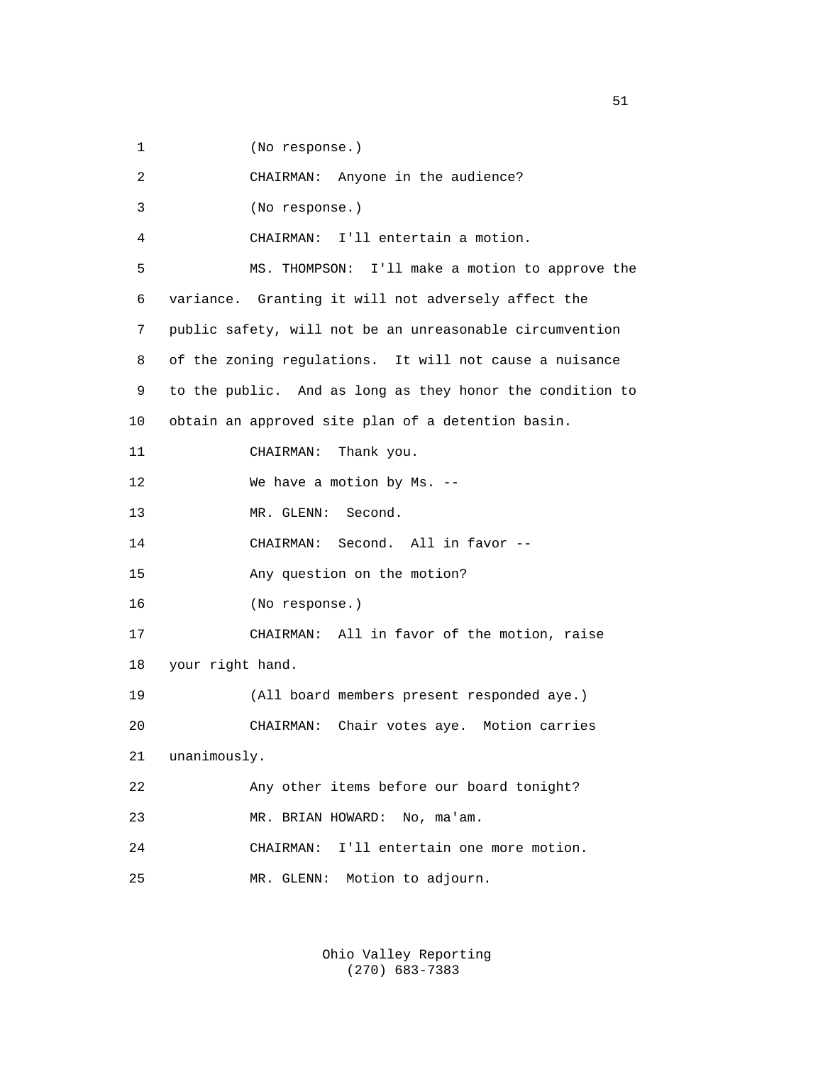(No response.)

CHAIRMAN: Anyone in the audience?

(No response.)

CHAIRMAN: I'll entertain a motion.

MS. THOMPSON: I'll make a motion to approve the variance. Granting it will not adversely affect the public safety, will not be an unreasonable circumvention of the zoning regulations. It will not cause a nuisance to the public. And as long as they honor the condition to obtain an approved site plan of a detention basin.

CHAIRMAN: Thank you.

We have a motion by Ms. --

MR. GLENN: Second.

CHAIRMAN: Second. All in favor --

Any question on the motion?

(No response.)

CHAIRMAN: All in favor of the motion, raise your right hand.

(All board members present responded aye.)

CHAIRMAN: Chair votes aye. Motion carries unanimously.

Any other items before our board tonight?

MR. BRIAN HOWARD: No, ma'am.

CHAIRMAN: I'll entertain one more motion.

MR. GLENN: Motion to adjourn.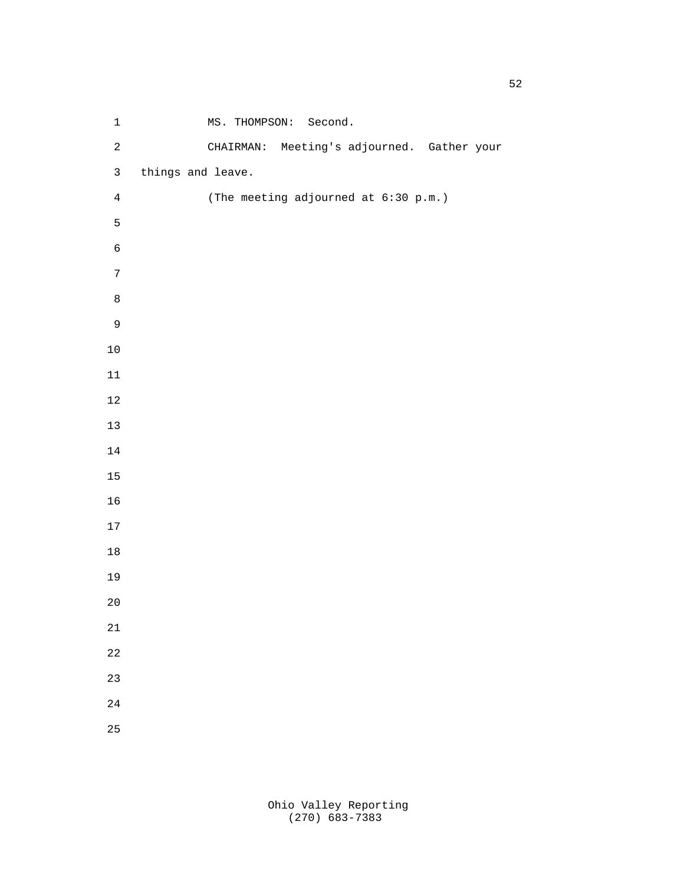MS. THOMPSON: Second.

CHAIRMAN: Meeting's adjourned. Gather your things and leave.

(The meeting adjourned at 6:30 p.m.)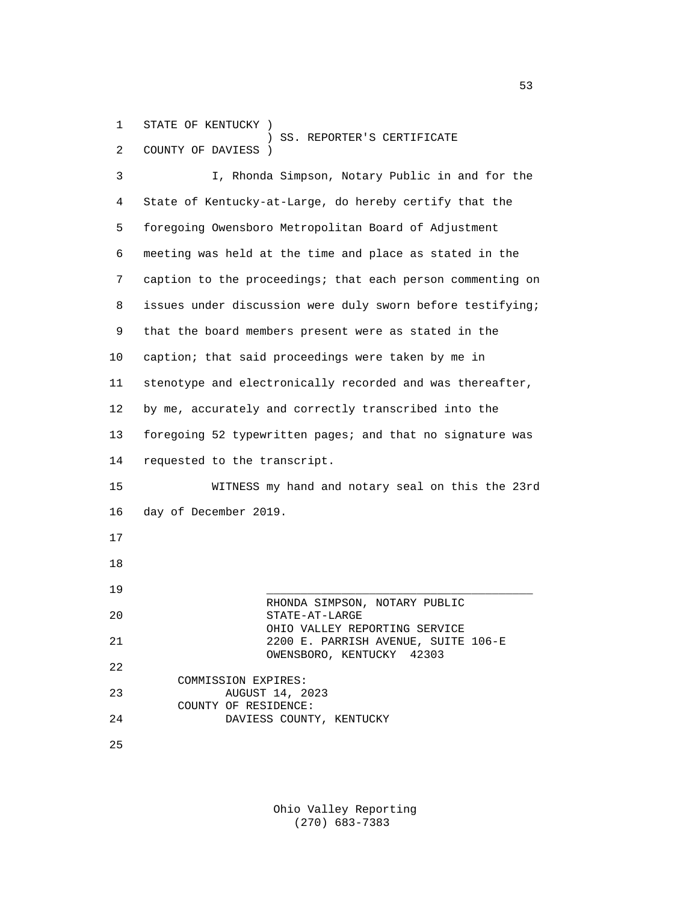STATE OF KENTUCKY )
) SS. REPORTER'S CERTIFICATE
COUNTY OF DAVIESS )

I, Rhonda Simpson, Notary Public in and for the State of Kentucky-at-Large, do hereby certify that the foregoing Owensboro Metropolitan Board of Adjustment meeting was held at the time and place as stated in the caption to the proceedings; that each person commenting on issues under discussion were duly sworn before testifying; that the board members present were as stated in the caption; that said proceedings were taken by me in stenotype and electronically recorded and was thereafter, by me, accurately and correctly transcribed into the foregoing 52 typewritten pages; and that no signature was requested to the transcript.

WITNESS my hand and notary seal on this the 23rd day of December 2019.

\_\_\_\_\_\_\_\_\_\_\_\_\_\_\_\_\_\_\_\_\_\_\_\_\_\_\_\_\_\_\_\_\_\_\_\_\_\_\_

RHONDA SIMPSON, NOTARY PUBLIC
STATE-AT-LARGE
OHIO VALLEY REPORTING SERVICE
2200 E. PARRISH AVENUE, SUITE 106-E
OWENSBORO, KENTUCKY 42303

COMMISSION EXPIRES:
AUGUST 14, 2023
COUNTY OF RESIDENCE:
DAVIESS COUNTY, KENTUCKY

Ohio Valley Reporting
(270) 683-7383